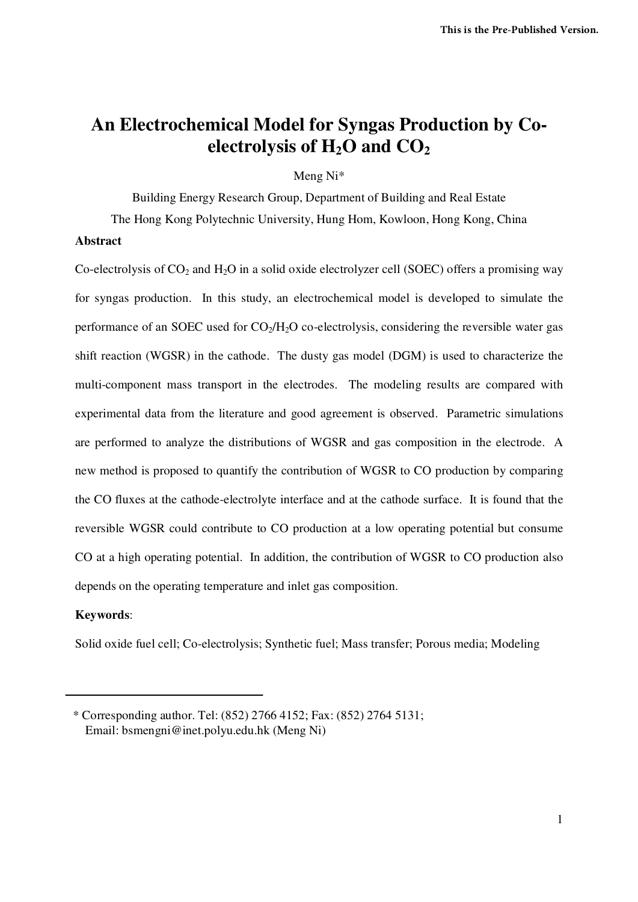# An Electrochemical Model for Syngas Production by Co-electrolysis of $H_2O$ and $CO_2$

Meng Ni*

Building Energy Research Group, Department of Building and Real Estate

The Hong Kong Polytechnic University, Hung Hom, Kowloon, Hong Kong, China

**Abstract**

Co-electrolysis of $CO_2$ and $H_2O$ in a solid oxide electrolyzer cell (SOEC) offers a promising way for syngas production. In this study, an electrochemical model is developed to simulate the performance of an SOEC used for $CO_2/H_2O$ co-electrolysis, considering the reversible water gas shift reaction (WGSR) in the cathode. The dusty gas model (DGM) is used to characterize the multi-component mass transport in the electrodes. The modeling results are compared with experimental data from the literature and good agreement is observed. Parametric simulations are performed to analyze the distributions of WGSR and gas composition in the electrode. A new method is proposed to quantify the contribution of WGSR to CO production by comparing the CO fluxes at the cathode-electrolyte interface and at the cathode surface. It is found that the reversible WGSR could contribute to CO production at a low operating potential but consume CO at a high operating potential. In addition, the contribution of WGSR to CO production also depends on the operating temperature and inlet gas composition.

**Keywords**:

Solid oxide fuel cell; Co-electrolysis; Synthetic fuel; Mass transfer; Porous media; Modeling

---

\* Corresponding author. Tel: (852) 2766 4152; Fax: (852) 2764 5131;
Email: bsmengni@inet.polyu.edu.hk (Meng Ni)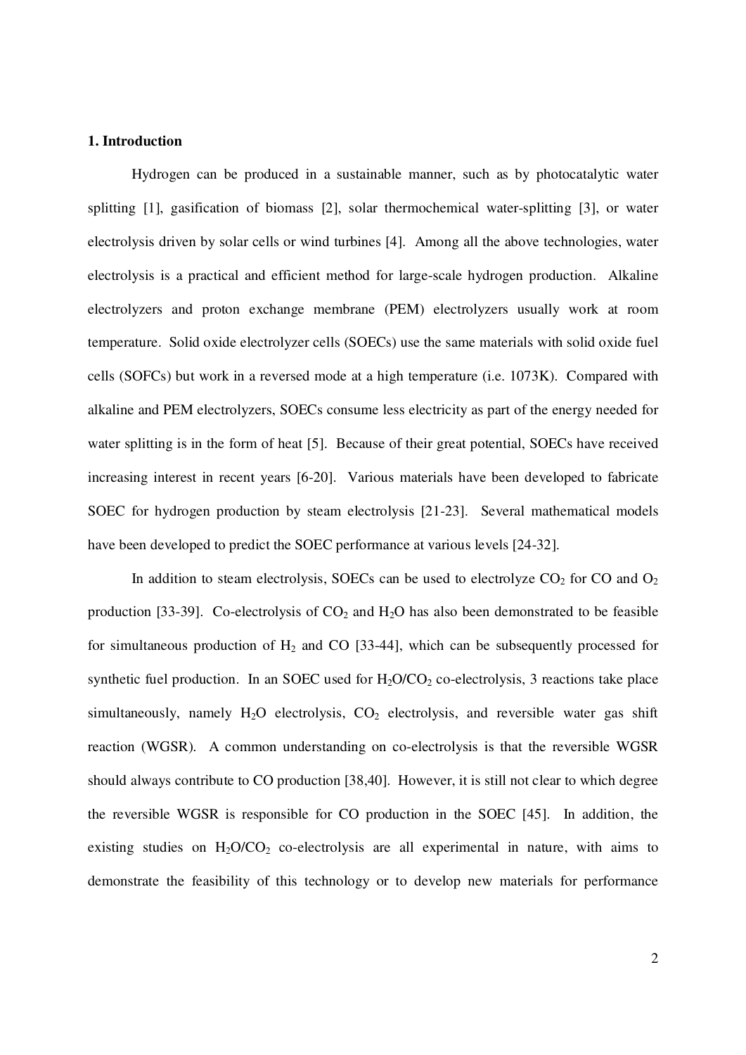## 1. Introduction

Hydrogen can be produced in a sustainable manner, such as by photocatalytic water splitting [1], gasification of biomass [2], solar thermochemical water-splitting [3], or water electrolysis driven by solar cells or wind turbines [4]. Among all the above technologies, water electrolysis is a practical and efficient method for large-scale hydrogen production. Alkaline electrolyzers and proton exchange membrane (PEM) electrolyzers usually work at room temperature. Solid oxide electrolyzer cells (SOECs) use the same materials with solid oxide fuel cells (SOFCs) but work in a reversed mode at a high temperature (i.e. 1073K). Compared with alkaline and PEM electrolyzers, SOECs consume less electricity as part of the energy needed for water splitting is in the form of heat [5]. Because of their great potential, SOECs have received increasing interest in recent years [6-20]. Various materials have been developed to fabricate SOEC for hydrogen production by steam electrolysis [21-23]. Several mathematical models have been developed to predict the SOEC performance at various levels [24-32].

In addition to steam electrolysis, SOECs can be used to electrolyze $CO_2$ for CO and $O_2$ production [33-39]. Co-electrolysis of $CO_2$ and $H_2O$ has also been demonstrated to be feasible for simultaneous production of $H_2$ and CO [33-44], which can be subsequently processed for synthetic fuel production. In an SOEC used for $H_2O/CO_2$ co-electrolysis, 3 reactions take place simultaneously, namely $H_2O$ electrolysis, $CO_2$ electrolysis, and reversible water gas shift reaction (WGSR). A common understanding on co-electrolysis is that the reversible WGSR should always contribute to CO production [38,40]. However, it is still not clear to which degree the reversible WGSR is responsible for CO production in the SOEC [45]. In addition, the existing studies on $H_2O/CO_2$ co-electrolysis are all experimental in nature, with aims to demonstrate the feasibility of this technology or to develop new materials for performance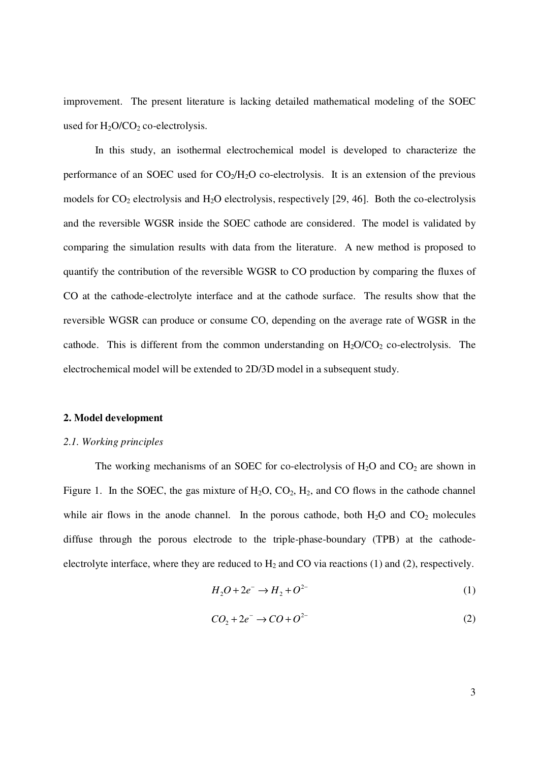improvement. The present literature is lacking detailed mathematical modeling of the SOEC used for $H_2O/CO_2$ co-electrolysis.

In this study, an isothermal electrochemical model is developed to characterize the performance of an SOEC used for $CO_2/H_2O$ co-electrolysis. It is an extension of the previous models for $CO_2$ electrolysis and $H_2O$ electrolysis, respectively [29, 46]. Both the co-electrolysis and the reversible WGSR inside the SOEC cathode are considered. The model is validated by comparing the simulation results with data from the literature. A new method is proposed to quantify the contribution of the reversible WGSR to CO production by comparing the fluxes of CO at the cathode-electrolyte interface and at the cathode surface. The results show that the reversible WGSR can produce or consume CO, depending on the average rate of WGSR in the cathode. This is different from the common understanding on $H_2O/CO_2$ co-electrolysis. The electrochemical model will be extended to 2D/3D model in a subsequent study.

## 2. Model development

### *2.1. Working principles*

The working mechanisms of an SOEC for co-electrolysis of $H_2O$ and $CO_2$ are shown in Figure 1. In the SOEC, the gas mixture of $H_2O$, $CO_2$, $H_2$, and CO flows in the cathode channel while air flows in the anode channel. In the porous cathode, both $H_2O$ and $CO_2$ molecules diffuse through the porous electrode to the triple-phase-boundary (TPB) at the cathode-electrolyte interface, where they are reduced to $H_2$ and CO via reactions (1) and (2), respectively.

$$H_2O + 2e^- \rightarrow H_2 + O^{2-} \tag{1}$$

$$CO_2 + 2e^- \rightarrow CO + O^{2-} \tag{2}$$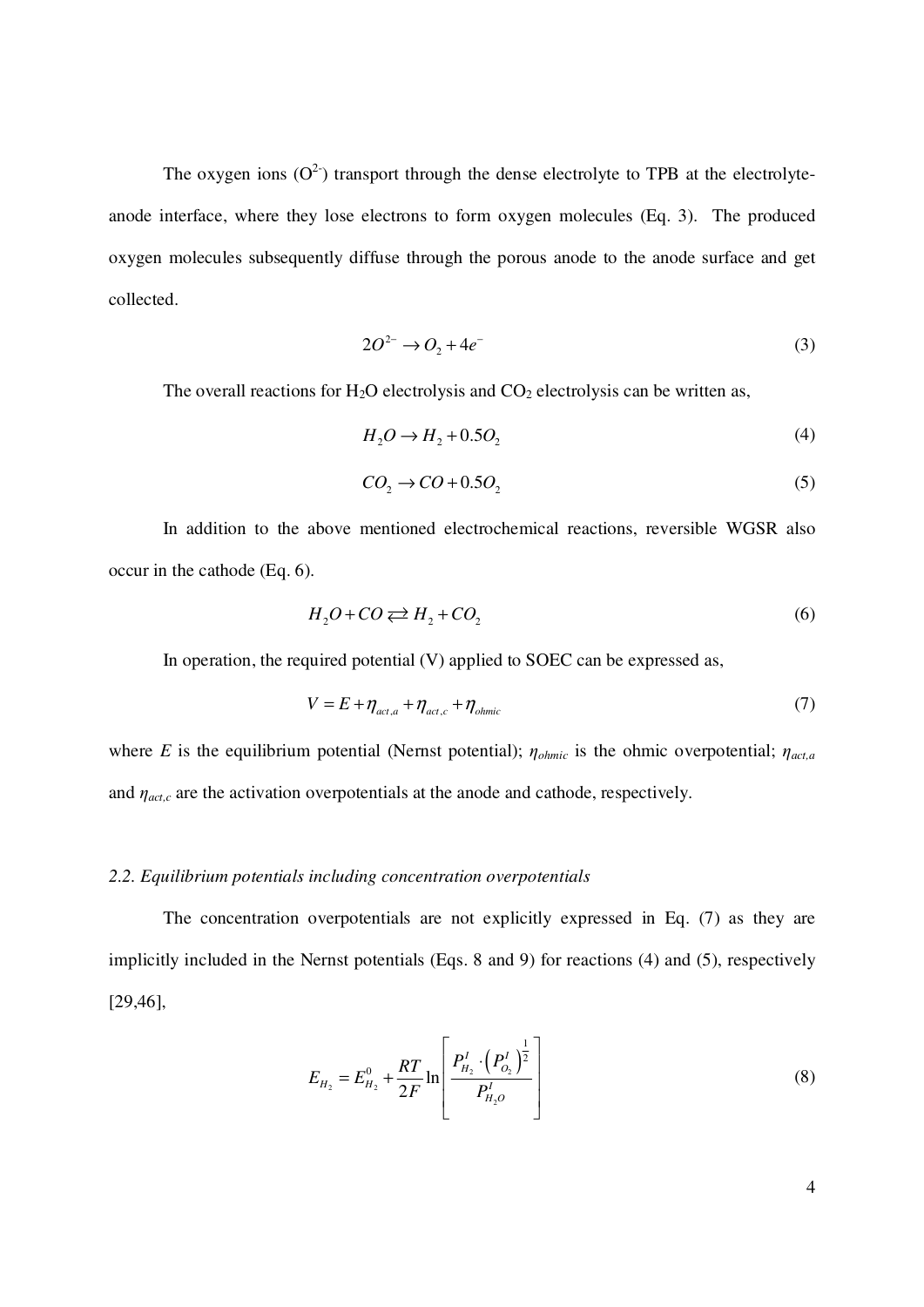The oxygen ions ($O^{2-}$) transport through the dense electrolyte to TPB at the electrolyte-anode interface, where they lose electrons to form oxygen molecules (Eq. 3). The produced oxygen molecules subsequently diffuse through the porous anode to the anode surface and get collected.

$$2O^{2-} \rightarrow O_2 + 4e^- \tag{3}$$

The overall reactions for $H_2O$ electrolysis and $CO_2$ electrolysis can be written as,

$$H_2O \rightarrow H_2 + 0.5O_2 \tag{4}$$

$$CO_2 \rightarrow CO + 0.5O_2 \tag{5}$$

In addition to the above mentioned electrochemical reactions, reversible WGSR also occur in the cathode (Eq. 6).

$$H_2O + CO \rightleftarrows H_2 + CO_2 \tag{6}$$

In operation, the required potential (V) applied to SOEC can be expressed as,

$$V = E + \eta_{act,a} + \eta_{act,c} + \eta_{ohmic} \tag{7}$$

where $E$ is the equilibrium potential (Nernst potential); $\eta_{ohmic}$ is the ohmic overpotential; $\eta_{act,a}$ and $\eta_{act,c}$ are the activation overpotentials at the anode and cathode, respectively.

### *2.2. Equilibrium potentials including concentration overpotentials*

The concentration overpotentials are not explicitly expressed in Eq. (7) as they are implicitly included in the Nernst potentials (Eqs. 8 and 9) for reactions (4) and (5), respectively [29,46],

$$E_{H_2} = E_{H_2}^0 + \frac{RT}{2F} \ln \left[ \frac{P_{H_2}^I \cdot \left( P_{O_2}^I \right)^{\frac{1}{2}}}{P_{H_2O}^I} \right] \tag{8}$$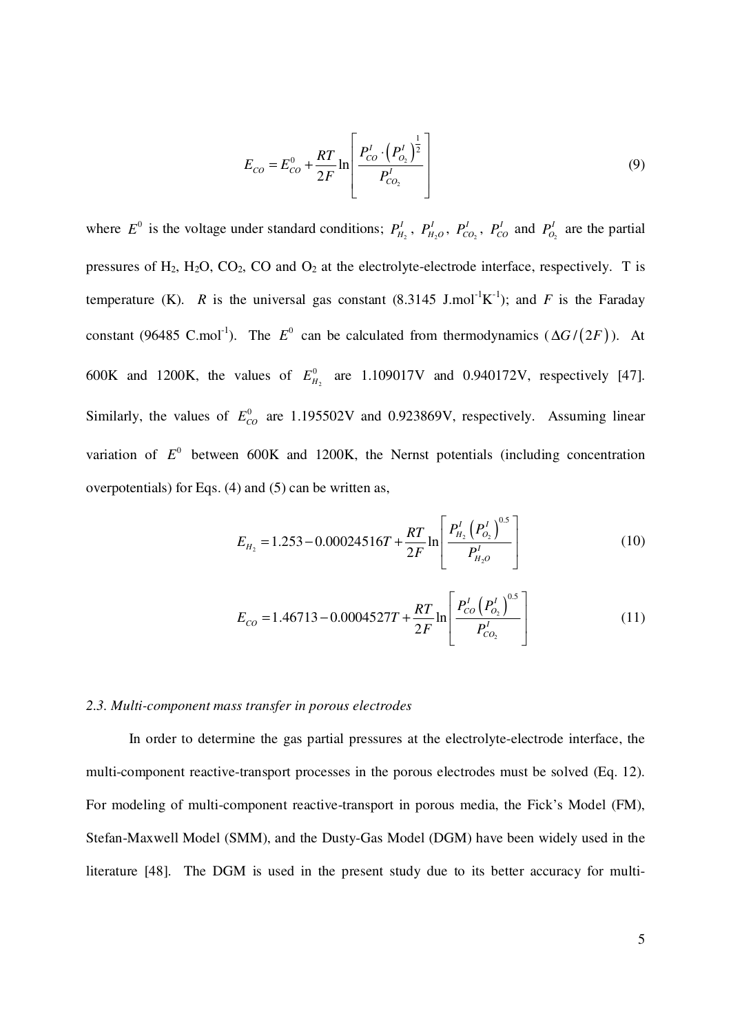$$E_{CO} = E_{CO}^0 + \frac{RT}{2F}\ln\left[\frac{P_{CO}^I \cdot \left(P_{O_2}^I\right)^{\frac{1}{2}}}{P_{CO_2}^I}\right] \tag{9}$$

where $E^0$ is the voltage under standard conditions; $P_{H_2}^I$, $P_{H_2O}^I$, $P_{CO_2}^I$, $P_{CO}^I$ and $P_{O_2}^I$ are the partial pressures of $H_2$, $H_2O$, $CO_2$, CO and $O_2$ at the electrolyte-electrode interface, respectively. T is temperature (K). $R$ is the universal gas constant (8.3145 $J.mol^{-1}K^{-1}$); and $F$ is the Faraday constant (96485 $C.mol^{-1}$). The $E^0$ can be calculated from thermodynamics ($\Delta G/(2F)$). At 600K and 1200K, the values of $E_{H_2}^0$ are 1.109017V and 0.940172V, respectively [47]. Similarly, the values of $E_{CO}^0$ are 1.195502V and 0.923869V, respectively. Assuming linear variation of $E^0$ between 600K and 1200K, the Nernst potentials (including concentration overpotentials) for Eqs. (4) and (5) can be written as,

$$E_{H_2} = 1.253 - 0.00024516T + \frac{RT}{2F}\ln\left[\frac{P_{H_2}^I\left(P_{O_2}^I\right)^{0.5}}{P_{H_2O}^I}\right] \tag{10}$$

$$E_{CO} = 1.46713 - 0.0004527T + \frac{RT}{2F}\ln\left[\frac{P_{CO}^I\left(P_{O_2}^I\right)^{0.5}}{P_{CO_2}^I}\right] \tag{11}$$

### *2.3. Multi-component mass transfer in porous electrodes*

In order to determine the gas partial pressures at the electrolyte-electrode interface, the multi-component reactive-transport processes in the porous electrodes must be solved (Eq. 12). For modeling of multi-component reactive-transport in porous media, the Fick's Model (FM), Stefan-Maxwell Model (SMM), and the Dusty-Gas Model (DGM) have been widely used in the literature [48]. The DGM is used in the present study due to its better accuracy for multi-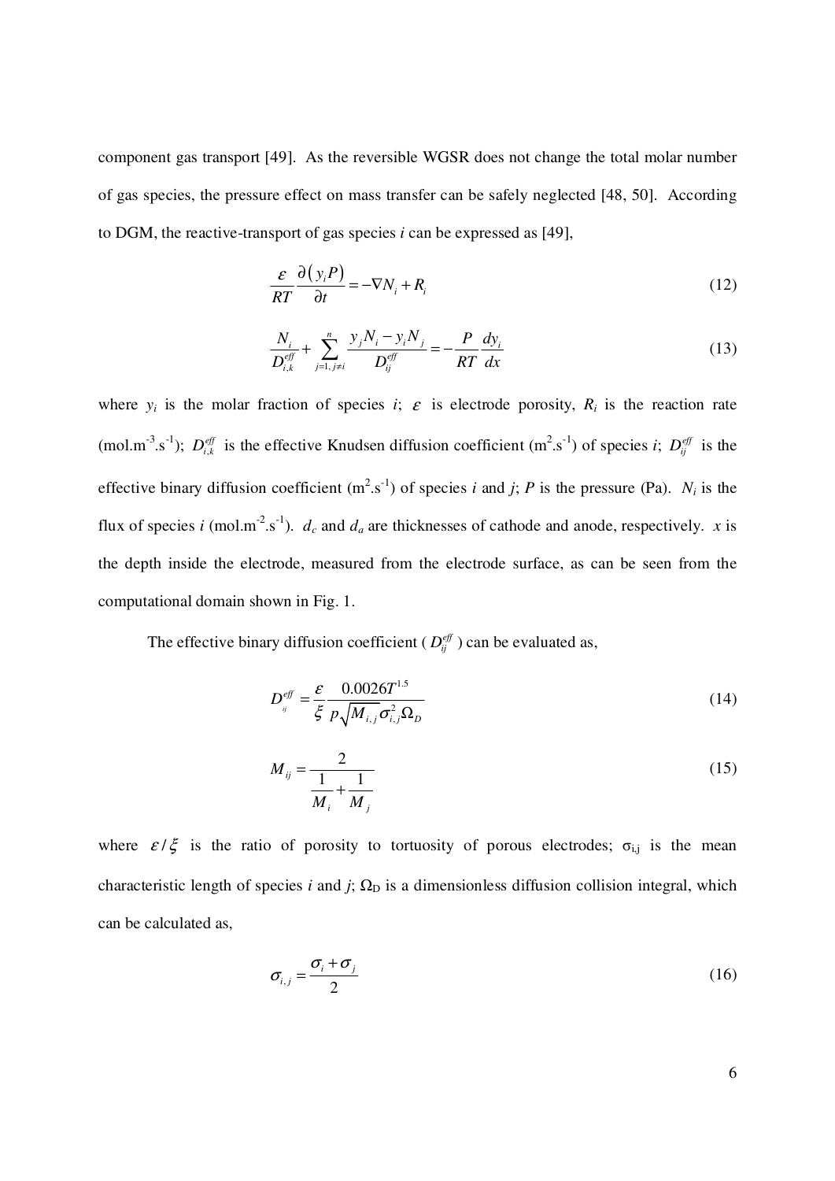component gas transport [49]. As the reversible WGSR does not change the total molar number of gas species, the pressure effect on mass transfer can be safely neglected [48, 50]. According to DGM, the reactive-transport of gas species *i* can be expressed as [49],

$$\frac{\varepsilon}{RT}\frac{\partial\left(y_i P\right)}{\partial t} = -\nabla N_i + R_i \tag{12}$$

$$\frac{N_i}{D_{i,k}^{eff}} + \sum_{j=1,\, j\neq i}^{n} \frac{y_j N_i - y_i N_j}{D_{ij}^{eff}} = -\frac{P}{RT}\frac{dy_i}{dx} \tag{13}$$

where $y_i$ is the molar fraction of species $i$; $\varepsilon$ is electrode porosity, $R_i$ is the reaction rate (mol.m$^{-3}$.s$^{-1}$); $D_{i,k}^{eff}$ is the effective Knudsen diffusion coefficient (m$^2$.s$^{-1}$) of species $i$; $D_{ij}^{eff}$ is the effective binary diffusion coefficient (m$^2$.s$^{-1}$) of species $i$ and $j$; $P$ is the pressure (Pa). $N_i$ is the flux of species $i$ (mol.m$^{-2}$.s$^{-1}$). $d_c$ and $d_a$ are thicknesses of cathode and anode, respectively. $x$ is the depth inside the electrode, measured from the electrode surface, as can be seen from the computational domain shown in Fig. 1.

The effective binary diffusion coefficient ( $D_{ij}^{eff}$ ) can be evaluated as,

$$D_{ij}^{eff} = \frac{\varepsilon}{\xi}\frac{0.0026T^{1.5}}{p\sqrt{M_{i,j}}\sigma_{i,j}^{2}\Omega_D} \tag{14}$$

$$M_{ij} = \frac{2}{\dfrac{1}{M_i}+\dfrac{1}{M_j}} \tag{15}$$

where $\varepsilon/\xi$ is the ratio of porosity to tortuosity of porous electrodes; $\sigma_{i,j}$ is the mean characteristic length of species $i$ and $j$; $\Omega_D$ is a dimensionless diffusion collision integral, which can be calculated as,

$$\sigma_{i,j} = \frac{\sigma_i + \sigma_j}{2} \tag{16}$$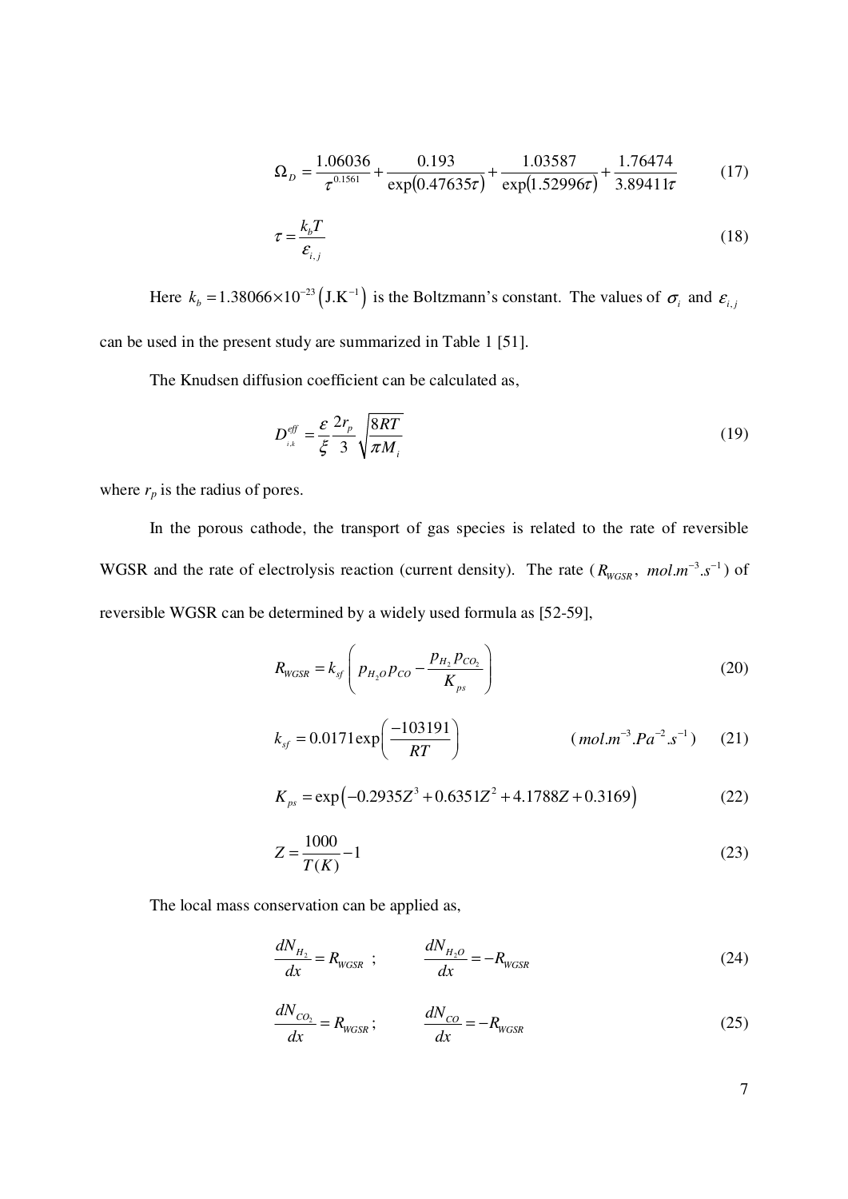$$\Omega_D = \frac{1.06036}{\tau^{0.1561}} + \frac{0.193}{\exp(0.47635\tau)} + \frac{1.03587}{\exp(1.52996\tau)} + \frac{1.76474}{3.89411\tau} \tag{17}$$

$$\tau = \frac{k_b T}{\varepsilon_{i,j}} \tag{18}$$

Here $k_b = 1.38066\times10^{-23}\left(\mathrm{J.K^{-1}}\right)$ is the Boltzmann's constant. The values of $\sigma_i$ and $\varepsilon_{i,j}$ can be used in the present study are summarized in Table 1 [51].

The Knudsen diffusion coefficient can be calculated as,

$$D_{i,k}^{eff} = \frac{\varepsilon}{\xi}\frac{2r_p}{3}\sqrt{\frac{8RT}{\pi M_i}} \tag{19}$$

where $r_p$ is the radius of pores.

In the porous cathode, the transport of gas species is related to the rate of reversible WGSR and the rate of electrolysis reaction (current density). The rate ($R_{WGSR}$, $mol.m^{-3}.s^{-1}$) of reversible WGSR can be determined by a widely used formula as [52-59],

$$R_{WGSR} = k_{sf}\left(p_{H_2O}p_{CO} - \frac{p_{H_2}p_{CO_2}}{K_{ps}}\right) \tag{20}$$

$$k_{sf} = 0.0171\exp\left(\frac{-103191}{RT}\right) \qquad (mol.m^{-3}.Pa^{-2}.s^{-1}) \tag{21}$$

$$K_{ps} = \exp\left(-0.2935Z^3 + 0.6351Z^2 + 4.1788Z + 0.3169\right) \tag{22}$$

$$Z = \frac{1000}{T(K)} - 1 \tag{23}$$

The local mass conservation can be applied as,

$$\frac{dN_{H_2}}{dx} = R_{WGSR}\ ; \qquad \frac{dN_{H_2O}}{dx} = -R_{WGSR} \tag{24}$$

$$\frac{dN_{CO_2}}{dx} = R_{WGSR}\ ; \qquad \frac{dN_{CO}}{dx} = -R_{WGSR} \tag{25}$$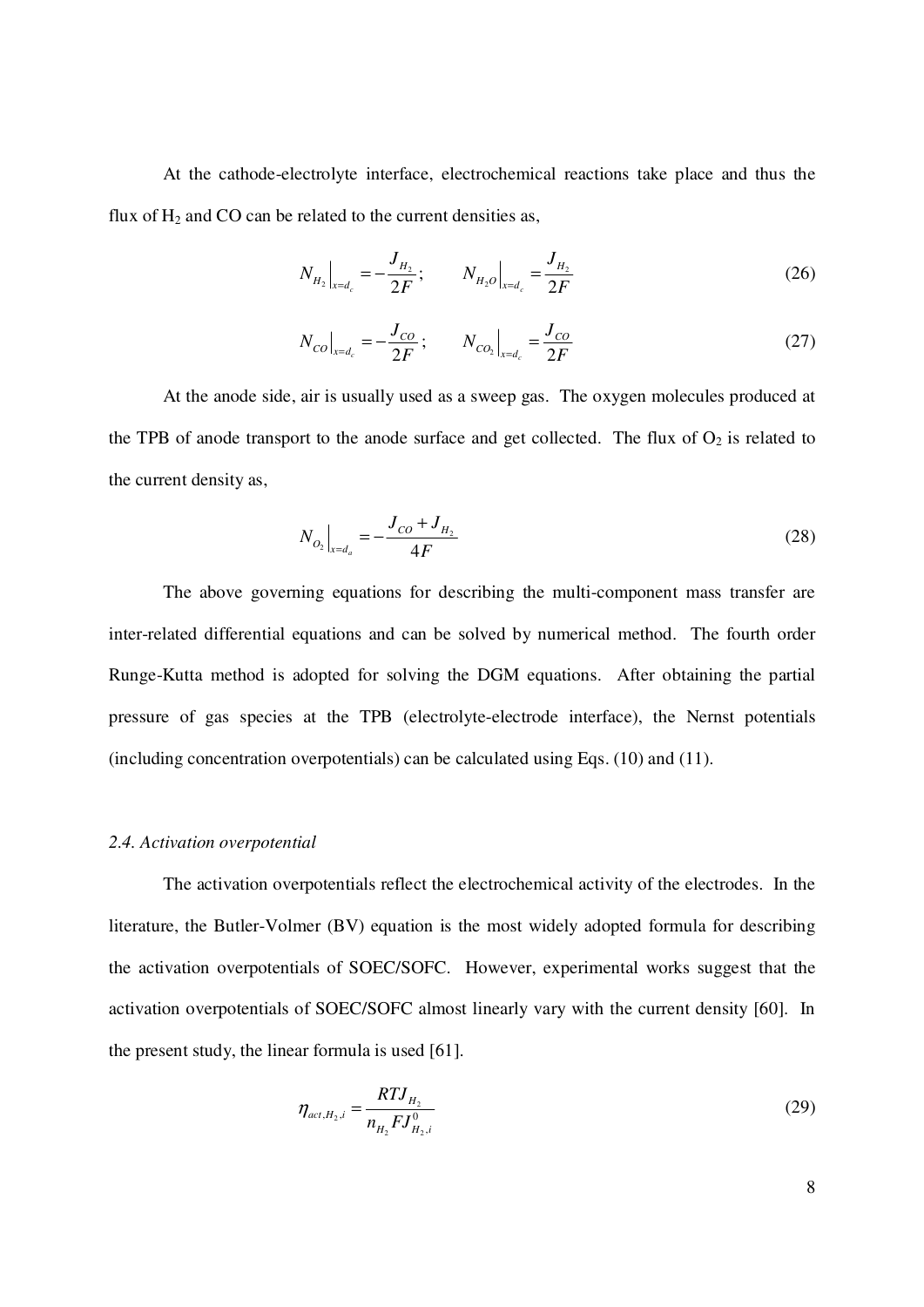At the cathode-electrolyte interface, electrochemical reactions take place and thus the flux of $H_2$ and CO can be related to the current densities as,

$$N_{H_2}\Big|_{x=d_c} = -\frac{J_{H_2}}{2F}; \qquad N_{H_2O}\Big|_{x=d_c} = \frac{J_{H_2}}{2F} \tag{26}$$

$$N_{CO}\Big|_{x=d_c} = -\frac{J_{CO}}{2F}; \qquad N_{CO_2}\Big|_{x=d_c} = \frac{J_{CO}}{2F} \tag{27}$$

At the anode side, air is usually used as a sweep gas. The oxygen molecules produced at the TPB of anode transport to the anode surface and get collected. The flux of $O_2$ is related to the current density as,

$$N_{O_2}\Big|_{x=d_a} = -\frac{J_{CO} + J_{H_2}}{4F} \tag{28}$$

The above governing equations for describing the multi-component mass transfer are inter-related differential equations and can be solved by numerical method. The fourth order Runge-Kutta method is adopted for solving the DGM equations. After obtaining the partial pressure of gas species at the TPB (electrolyte-electrode interface), the Nernst potentials (including concentration overpotentials) can be calculated using Eqs. (10) and (11).

### *2.4. Activation overpotential*

The activation overpotentials reflect the electrochemical activity of the electrodes. In the literature, the Butler-Volmer (BV) equation is the most widely adopted formula for describing the activation overpotentials of SOEC/SOFC. However, experimental works suggest that the activation overpotentials of SOEC/SOFC almost linearly vary with the current density [60]. In the present study, the linear formula is used [61].

$$\eta_{act,H_2,i} = \frac{RTJ_{H_2}}{n_{H_2} F J^0_{H_2,i}} \tag{29}$$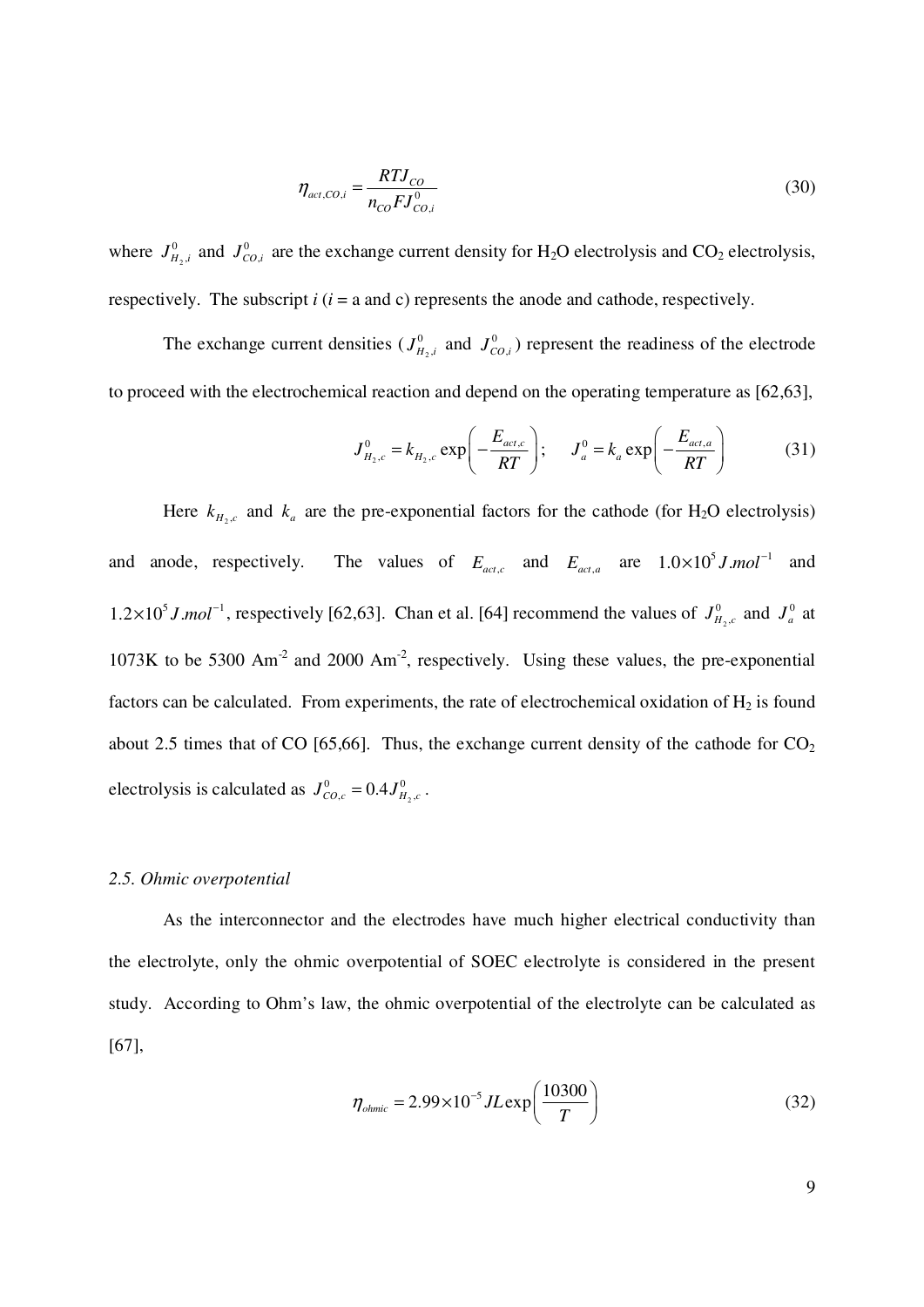$$\eta_{act,CO,i} = \frac{RTJ_{CO}}{n_{CO}FJ^0_{CO,i}} \tag{30}$$

where $J^0_{H_2,i}$ and $J^0_{CO,i}$ are the exchange current density for $H_2O$ electrolysis and $CO_2$ electrolysis, respectively. The subscript $i$ ($i$ = a and c) represents the anode and cathode, respectively.

The exchange current densities ($J^0_{H_2,i}$ and $J^0_{CO,i}$) represent the readiness of the electrode to proceed with the electrochemical reaction and depend on the operating temperature as [62,63],

$$J^0_{H_2,c} = k_{H_2,c}\exp\left(-\frac{E_{act,c}}{RT}\right); \quad J^0_a = k_a\exp\left(-\frac{E_{act,a}}{RT}\right) \tag{31}$$

Here $k_{H_2,c}$ and $k_a$ are the pre-exponential factors for the cathode (for $H_2O$ electrolysis) and anode, respectively. The values of $E_{act,c}$ and $E_{act,a}$ are $1.0\times10^5 J.mol^{-1}$ and $1.2\times10^5 J.mol^{-1}$, respectively [62,63]. Chan et al. [64] recommend the values of $J^0_{H_2,c}$ and $J^0_a$ at 1073K to be 5300 $Am^{-2}$ and 2000 $Am^{-2}$, respectively. Using these values, the pre-exponential factors can be calculated. From experiments, the rate of electrochemical oxidation of $H_2$ is found about 2.5 times that of CO [65,66]. Thus, the exchange current density of the cathode for $CO_2$ electrolysis is calculated as $J^0_{CO,c} = 0.4J^0_{H_2,c}$.

### *2.5. Ohmic overpotential*

As the interconnector and the electrodes have much higher electrical conductivity than the electrolyte, only the ohmic overpotential of SOEC electrolyte is considered in the present study. According to Ohm's law, the ohmic overpotential of the electrolyte can be calculated as [67],

$$\eta_{ohmic} = 2.99\times10^{-5}JL\exp\left(\frac{10300}{T}\right) \tag{32}$$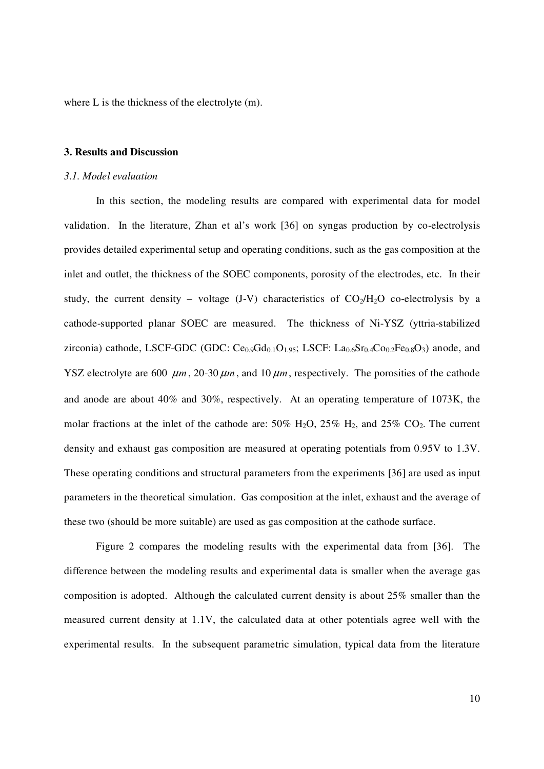where L is the thickness of the electrolyte (m).

## 3. Results and Discussion

### *3.1. Model evaluation*

In this section, the modeling results are compared with experimental data for model validation. In the literature, Zhan et al's work [36] on syngas production by co-electrolysis provides detailed experimental setup and operating conditions, such as the gas composition at the inlet and outlet, the thickness of the SOEC components, porosity of the electrodes, etc. In their study, the current density – voltage (J-V) characteristics of $CO_2$/$H_2O$ co-electrolysis by a cathode-supported planar SOEC are measured. The thickness of Ni-YSZ (yttria-stabilized zirconia) cathode, LSCF-GDC (GDC: $Ce_{0.9}Gd_{0.1}O_{1.95}$; LSCF: $La_{0.6}Sr_{0.4}Co_{0.2}Fe_{0.8}O_3$) anode, and YSZ electrolyte are 600 $\mu m$, 20-30 $\mu m$, and 10 $\mu m$, respectively. The porosities of the cathode and anode are about 40% and 30%, respectively. At an operating temperature of 1073K, the molar fractions at the inlet of the cathode are: 50% $H_2O$, 25% $H_2$, and 25% $CO_2$. The current density and exhaust gas composition are measured at operating potentials from 0.95V to 1.3V. These operating conditions and structural parameters from the experiments [36] are used as input parameters in the theoretical simulation. Gas composition at the inlet, exhaust and the average of these two (should be more suitable) are used as gas composition at the cathode surface.

Figure 2 compares the modeling results with the experimental data from [36]. The difference between the modeling results and experimental data is smaller when the average gas composition is adopted. Although the calculated current density is about 25% smaller than the measured current density at 1.1V, the calculated data at other potentials agree well with the experimental results. In the subsequent parametric simulation, typical data from the literature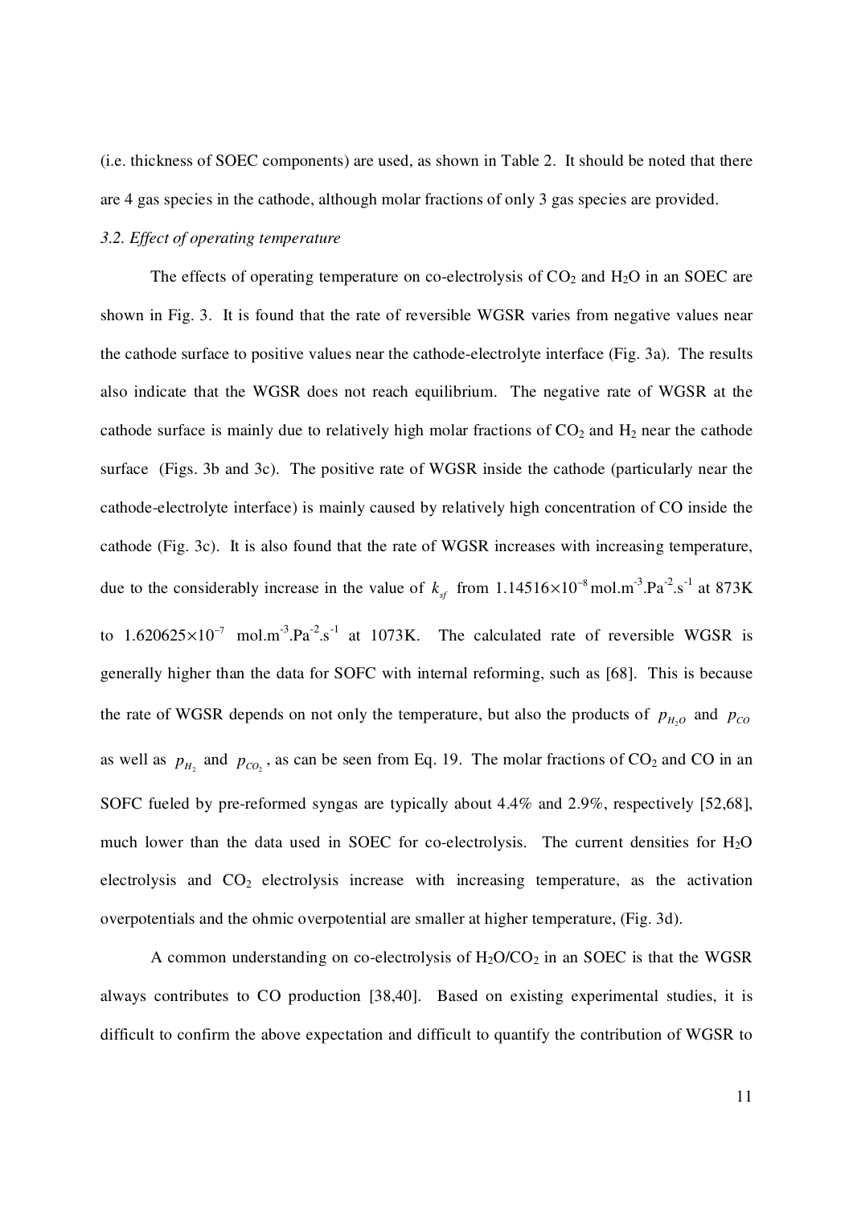(i.e. thickness of SOEC components) are used, as shown in Table 2. It should be noted that there are 4 gas species in the cathode, although molar fractions of only 3 gas species are provided.

*3.2. Effect of operating temperature*

The effects of operating temperature on co-electrolysis of $CO_2$ and $H_2O$ in an SOEC are shown in Fig. 3. It is found that the rate of reversible WGSR varies from negative values near the cathode surface to positive values near the cathode-electrolyte interface (Fig. 3a). The results also indicate that the WGSR does not reach equilibrium. The negative rate of WGSR at the cathode surface is mainly due to relatively high molar fractions of $CO_2$ and $H_2$ near the cathode surface (Figs. 3b and 3c). The positive rate of WGSR inside the cathode (particularly near the cathode-electrolyte interface) is mainly caused by relatively high concentration of CO inside the cathode (Fig. 3c). It is also found that the rate of WGSR increases with increasing temperature, due to the considerably increase in the value of $k_{sf}$ from $1.14516\times10^{-8}$ mol.m$^{-3}$.Pa$^{-2}$.s$^{-1}$ at 873K to $1.620625\times10^{-7}$ mol.m$^{-3}$.Pa$^{-2}$.s$^{-1}$ at 1073K. The calculated rate of reversible WGSR is generally higher than the data for SOFC with internal reforming, such as [68]. This is because the rate of WGSR depends on not only the temperature, but also the products of $p_{H_2O}$ and $p_{CO}$ as well as $p_{H_2}$ and $p_{CO_2}$, as can be seen from Eq. 19. The molar fractions of $CO_2$ and CO in an SOFC fueled by pre-reformed syngas are typically about 4.4% and 2.9%, respectively [52,68], much lower than the data used in SOEC for co-electrolysis. The current densities for $H_2O$ electrolysis and $CO_2$ electrolysis increase with increasing temperature, as the activation overpotentials and the ohmic overpotential are smaller at higher temperature, (Fig. 3d).

A common understanding on co-electrolysis of $H_2O/CO_2$ in an SOEC is that the WGSR always contributes to CO production [38,40]. Based on existing experimental studies, it is difficult to confirm the above expectation and difficult to quantify the contribution of WGSR to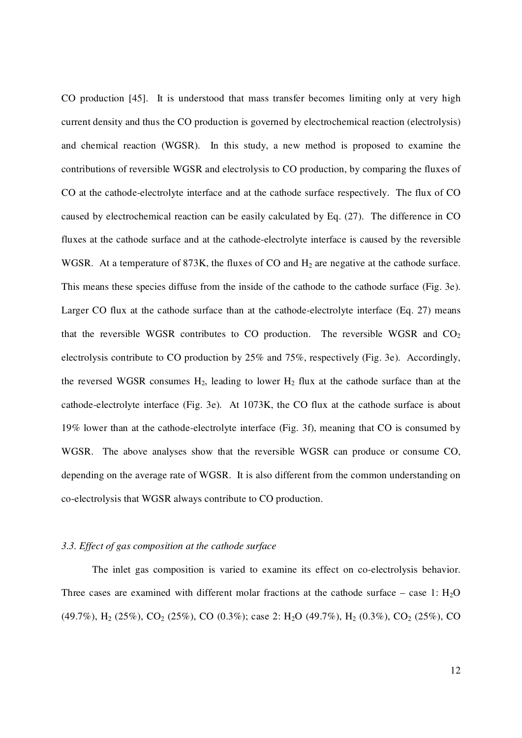CO production [45]. It is understood that mass transfer becomes limiting only at very high current density and thus the CO production is governed by electrochemical reaction (electrolysis) and chemical reaction (WGSR). In this study, a new method is proposed to examine the contributions of reversible WGSR and electrolysis to CO production, by comparing the fluxes of CO at the cathode-electrolyte interface and at the cathode surface respectively. The flux of CO caused by electrochemical reaction can be easily calculated by Eq. (27). The difference in CO fluxes at the cathode surface and at the cathode-electrolyte interface is caused by the reversible WGSR. At a temperature of 873K, the fluxes of CO and $H_2$ are negative at the cathode surface. This means these species diffuse from the inside of the cathode to the cathode surface (Fig. 3e). Larger CO flux at the cathode surface than at the cathode-electrolyte interface (Eq. 27) means that the reversible WGSR contributes to CO production. The reversible WGSR and $CO_2$ electrolysis contribute to CO production by 25% and 75%, respectively (Fig. 3e). Accordingly, the reversed WGSR consumes $H_2$, leading to lower $H_2$ flux at the cathode surface than at the cathode-electrolyte interface (Fig. 3e). At 1073K, the CO flux at the cathode surface is about 19% lower than at the cathode-electrolyte interface (Fig. 3f), meaning that CO is consumed by WGSR. The above analyses show that the reversible WGSR can produce or consume CO, depending on the average rate of WGSR. It is also different from the common understanding on co-electrolysis that WGSR always contribute to CO production.

### *3.3. Effect of gas composition at the cathode surface*

The inlet gas composition is varied to examine its effect on co-electrolysis behavior. Three cases are examined with different molar fractions at the cathode surface – case 1: $H_2O$ (49.7%), $H_2$ (25%), $CO_2$ (25%), CO (0.3%); case 2: $H_2O$ (49.7%), $H_2$ (0.3%), $CO_2$ (25%), CO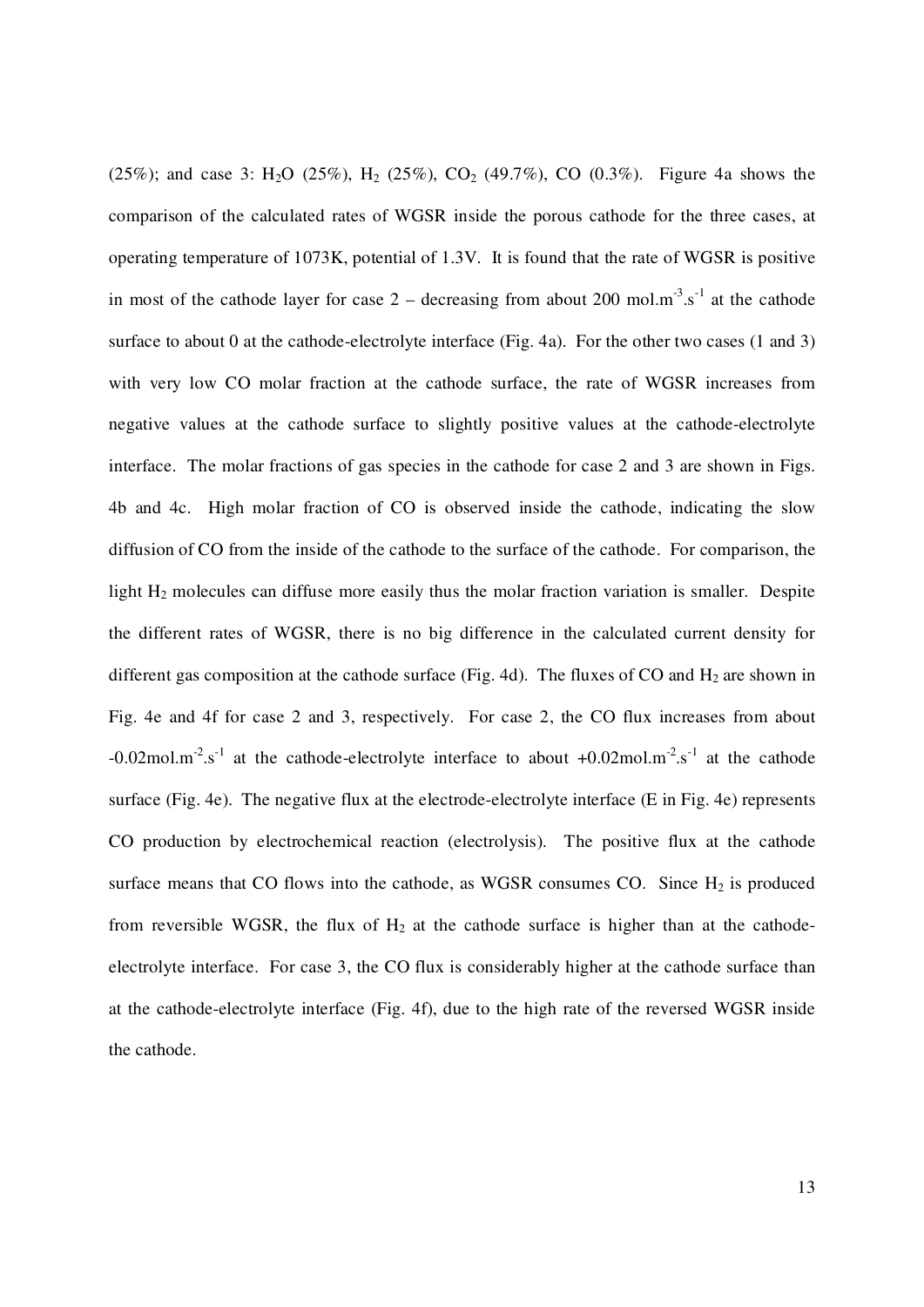(25%); and case 3: $H_2O$ (25%), $H_2$ (25%), $CO_2$ (49.7%), CO (0.3%). Figure 4a shows the comparison of the calculated rates of WGSR inside the porous cathode for the three cases, at operating temperature of 1073K, potential of 1.3V. It is found that the rate of WGSR is positive in most of the cathode layer for case 2 – decreasing from about 200 $mol.m^{-3}.s^{-1}$ at the cathode surface to about 0 at the cathode-electrolyte interface (Fig. 4a). For the other two cases (1 and 3) with very low CO molar fraction at the cathode surface, the rate of WGSR increases from negative values at the cathode surface to slightly positive values at the cathode-electrolyte interface. The molar fractions of gas species in the cathode for case 2 and 3 are shown in Figs. 4b and 4c. High molar fraction of CO is observed inside the cathode, indicating the slow diffusion of CO from the inside of the cathode to the surface of the cathode. For comparison, the light $H_2$ molecules can diffuse more easily thus the molar fraction variation is smaller. Despite the different rates of WGSR, there is no big difference in the calculated current density for different gas composition at the cathode surface (Fig. 4d). The fluxes of CO and $H_2$ are shown in Fig. 4e and 4f for case 2 and 3, respectively. For case 2, the CO flux increases from about $-0.02mol.m^{-2}.s^{-1}$ at the cathode-electrolyte interface to about $+0.02mol.m^{-2}.s^{-1}$ at the cathode surface (Fig. 4e). The negative flux at the electrode-electrolyte interface (E in Fig. 4e) represents CO production by electrochemical reaction (electrolysis). The positive flux at the cathode surface means that CO flows into the cathode, as WGSR consumes CO. Since $H_2$ is produced from reversible WGSR, the flux of $H_2$ at the cathode surface is higher than at the cathode-electrolyte interface. For case 3, the CO flux is considerably higher at the cathode surface than at the cathode-electrolyte interface (Fig. 4f), due to the high rate of the reversed WGSR inside the cathode.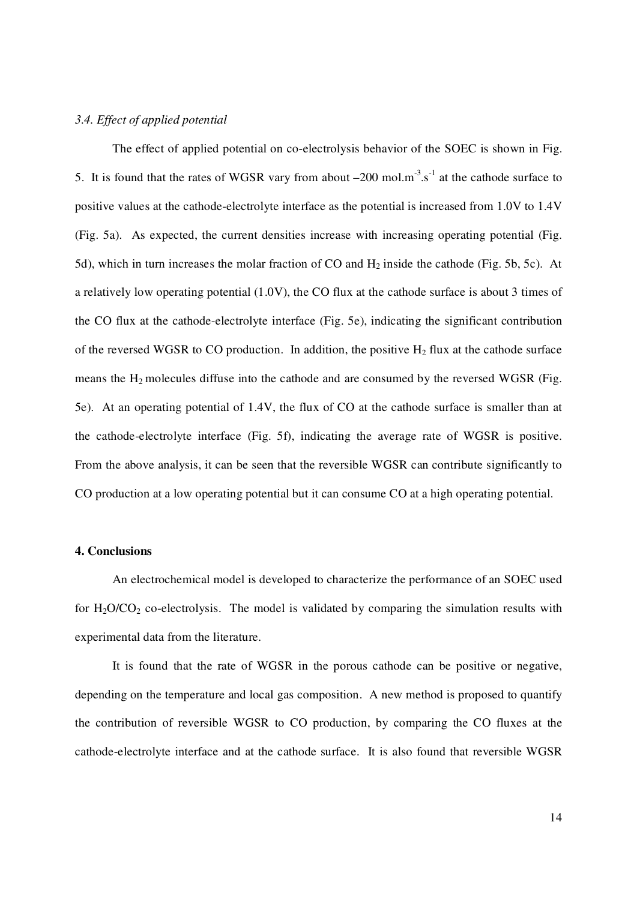### *3.4. Effect of applied potential*

The effect of applied potential on co-electrolysis behavior of the SOEC is shown in Fig. 5. It is found that the rates of WGSR vary from about –200 mol.m$^{-3}$.s$^{-1}$ at the cathode surface to positive values at the cathode-electrolyte interface as the potential is increased from 1.0V to 1.4V (Fig. 5a). As expected, the current densities increase with increasing operating potential (Fig. 5d), which in turn increases the molar fraction of CO and $H_2$ inside the cathode (Fig. 5b, 5c). At a relatively low operating potential (1.0V), the CO flux at the cathode surface is about 3 times of the CO flux at the cathode-electrolyte interface (Fig. 5e), indicating the significant contribution of the reversed WGSR to CO production. In addition, the positive $H_2$ flux at the cathode surface means the $H_2$ molecules diffuse into the cathode and are consumed by the reversed WGSR (Fig. 5e). At an operating potential of 1.4V, the flux of CO at the cathode surface is smaller than at the cathode-electrolyte interface (Fig. 5f), indicating the average rate of WGSR is positive. From the above analysis, it can be seen that the reversible WGSR can contribute significantly to CO production at a low operating potential but it can consume CO at a high operating potential.

## 4. Conclusions

An electrochemical model is developed to characterize the performance of an SOEC used for $H_2O/CO_2$ co-electrolysis. The model is validated by comparing the simulation results with experimental data from the literature.

It is found that the rate of WGSR in the porous cathode can be positive or negative, depending on the temperature and local gas composition. A new method is proposed to quantify the contribution of reversible WGSR to CO production, by comparing the CO fluxes at the cathode-electrolyte interface and at the cathode surface. It is also found that reversible WGSR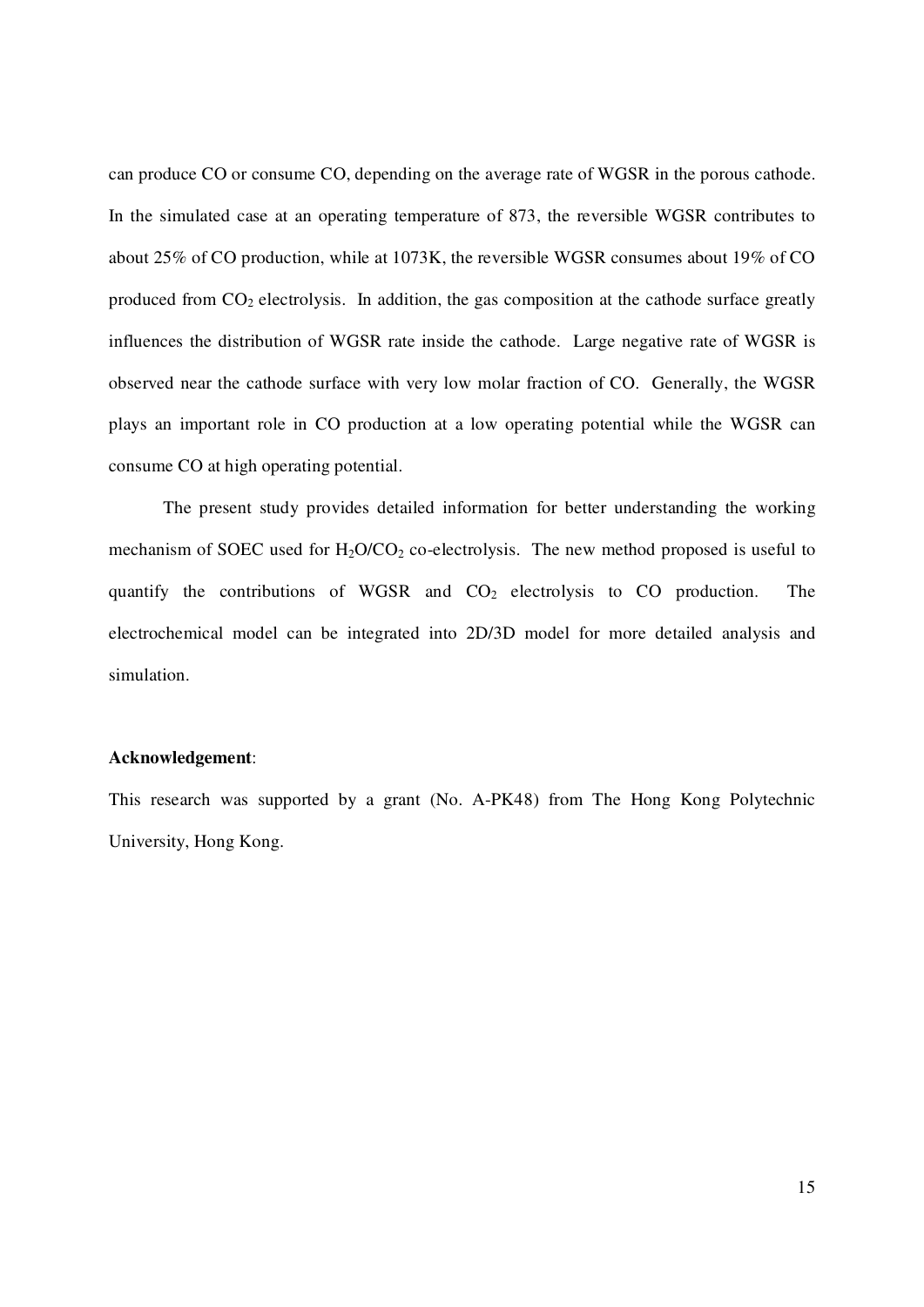can produce CO or consume CO, depending on the average rate of WGSR in the porous cathode. In the simulated case at an operating temperature of 873, the reversible WGSR contributes to about 25% of CO production, while at 1073K, the reversible WGSR consumes about 19% of CO produced from $CO_2$ electrolysis. In addition, the gas composition at the cathode surface greatly influences the distribution of WGSR rate inside the cathode. Large negative rate of WGSR is observed near the cathode surface with very low molar fraction of CO. Generally, the WGSR plays an important role in CO production at a low operating potential while the WGSR can consume CO at high operating potential.

The present study provides detailed information for better understanding the working mechanism of SOEC used for $H_2O/CO_2$ co-electrolysis. The new method proposed is useful to quantify the contributions of WGSR and $CO_2$ electrolysis to CO production. The electrochemical model can be integrated into 2D/3D model for more detailed analysis and simulation.

**Acknowledgement**:

This research was supported by a grant (No. A-PK48) from The Hong Kong Polytechnic University, Hong Kong.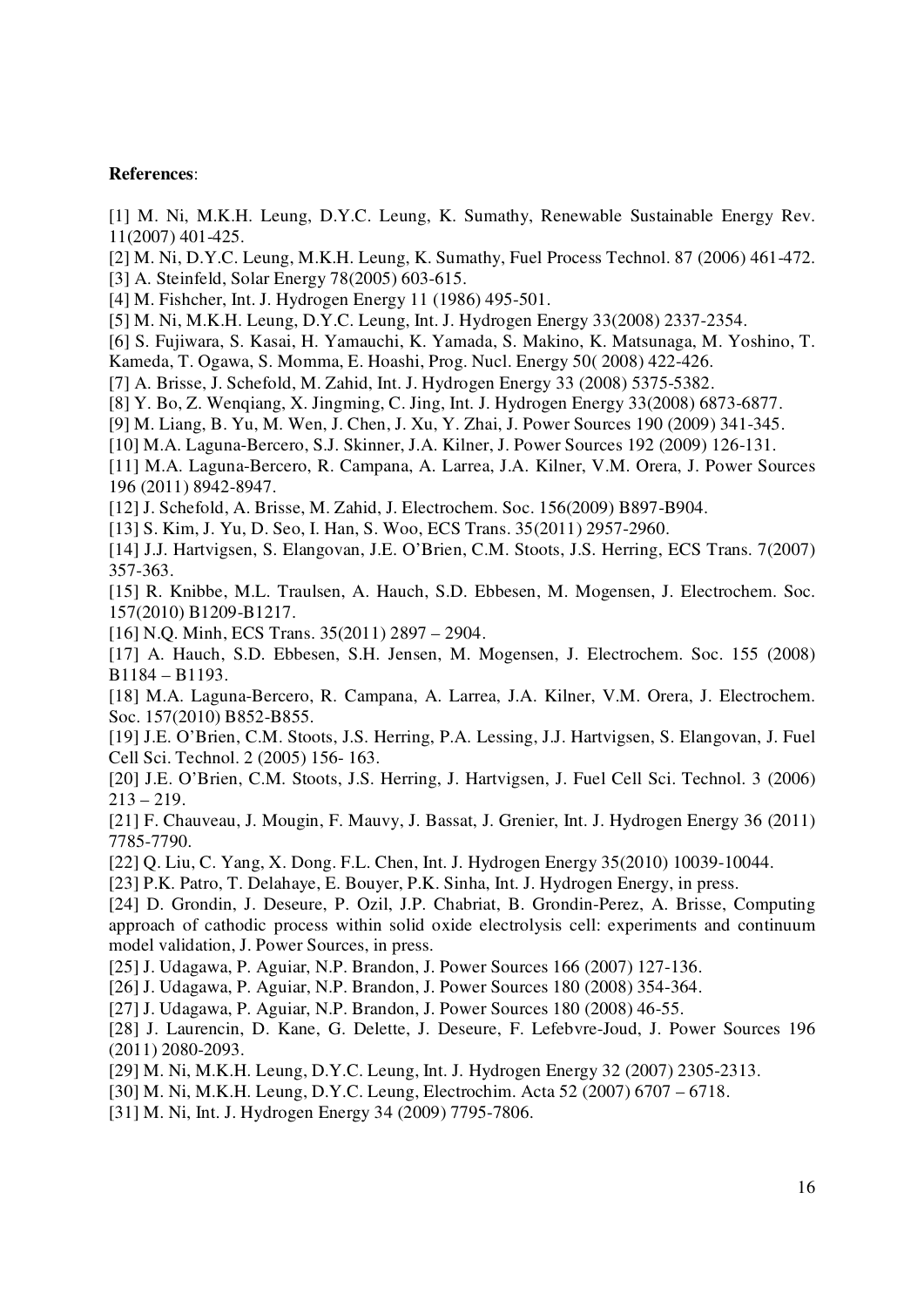**References**:

[1] M. Ni, M.K.H. Leung, D.Y.C. Leung, K. Sumathy, Renewable Sustainable Energy Rev. 11(2007) 401-425.

[2] M. Ni, D.Y.C. Leung, M.K.H. Leung, K. Sumathy, Fuel Process Technol. 87 (2006) 461-472.

[3] A. Steinfeld, Solar Energy 78(2005) 603-615.

[4] M. Fishcher, Int. J. Hydrogen Energy 11 (1986) 495-501.

[5] M. Ni, M.K.H. Leung, D.Y.C. Leung, Int. J. Hydrogen Energy 33(2008) 2337-2354.

[6] S. Fujiwara, S. Kasai, H. Yamauchi, K. Yamada, S. Makino, K. Matsunaga, M. Yoshino, T. Kameda, T. Ogawa, S. Momma, E. Hoashi, Prog. Nucl. Energy 50( 2008) 422-426.

[7] A. Brisse, J. Schefold, M. Zahid, Int. J. Hydrogen Energy 33 (2008) 5375-5382.

[8] Y. Bo, Z. Wenqiang, X. Jingming, C. Jing, Int. J. Hydrogen Energy 33(2008) 6873-6877.

[9] M. Liang, B. Yu, M. Wen, J. Chen, J. Xu, Y. Zhai, J. Power Sources 190 (2009) 341-345.

[10] M.A. Laguna-Bercero, S.J. Skinner, J.A. Kilner, J. Power Sources 192 (2009) 126-131.

[11] M.A. Laguna-Bercero, R. Campana, A. Larrea, J.A. Kilner, V.M. Orera, J. Power Sources 196 (2011) 8942-8947.

[12] J. Schefold, A. Brisse, M. Zahid, J. Electrochem. Soc. 156(2009) B897-B904.

[13] S. Kim, J. Yu, D. Seo, I. Han, S. Woo, ECS Trans. 35(2011) 2957-2960.

[14] J.J. Hartvigsen, S. Elangovan, J.E. O'Brien, C.M. Stoots, J.S. Herring, ECS Trans. 7(2007) 357-363.

[15] R. Knibbe, M.L. Traulsen, A. Hauch, S.D. Ebbesen, M. Mogensen, J. Electrochem. Soc. 157(2010) B1209-B1217.

[16] N.Q. Minh, ECS Trans. 35(2011) 2897 – 2904.

[17] A. Hauch, S.D. Ebbesen, S.H. Jensen, M. Mogensen, J. Electrochem. Soc. 155 (2008) B1184 – B1193.

[18] M.A. Laguna-Bercero, R. Campana, A. Larrea, J.A. Kilner, V.M. Orera, J. Electrochem. Soc. 157(2010) B852-B855.

[19] J.E. O'Brien, C.M. Stoots, J.S. Herring, P.A. Lessing, J.J. Hartvigsen, S. Elangovan, J. Fuel Cell Sci. Technol. 2 (2005) 156- 163.

[20] J.E. O'Brien, C.M. Stoots, J.S. Herring, J. Hartvigsen, J. Fuel Cell Sci. Technol. 3 (2006) 213 – 219.

[21] F. Chauveau, J. Mougin, F. Mauvy, J. Bassat, J. Grenier, Int. J. Hydrogen Energy 36 (2011) 7785-7790.

[22] Q. Liu, C. Yang, X. Dong. F.L. Chen, Int. J. Hydrogen Energy 35(2010) 10039-10044.

[23] P.K. Patro, T. Delahaye, E. Bouyer, P.K. Sinha, Int. J. Hydrogen Energy, in press.

[24] D. Grondin, J. Deseure, P. Ozil, J.P. Chabriat, B. Grondin-Perez, A. Brisse, Computing approach of cathodic process within solid oxide electrolysis cell: experiments and continuum model validation, J. Power Sources, in press.

[25] J. Udagawa, P. Aguiar, N.P. Brandon, J. Power Sources 166 (2007) 127-136.

[26] J. Udagawa, P. Aguiar, N.P. Brandon, J. Power Sources 180 (2008) 354-364.

[27] J. Udagawa, P. Aguiar, N.P. Brandon, J. Power Sources 180 (2008) 46-55.

[28] J. Laurencin, D. Kane, G. Delette, J. Deseure, F. Lefebvre-Joud, J. Power Sources 196 (2011) 2080-2093.

[29] M. Ni, M.K.H. Leung, D.Y.C. Leung, Int. J. Hydrogen Energy 32 (2007) 2305-2313.

[30] M. Ni, M.K.H. Leung, D.Y.C. Leung, Electrochim. Acta 52 (2007) 6707 – 6718.

[31] M. Ni, Int. J. Hydrogen Energy 34 (2009) 7795-7806.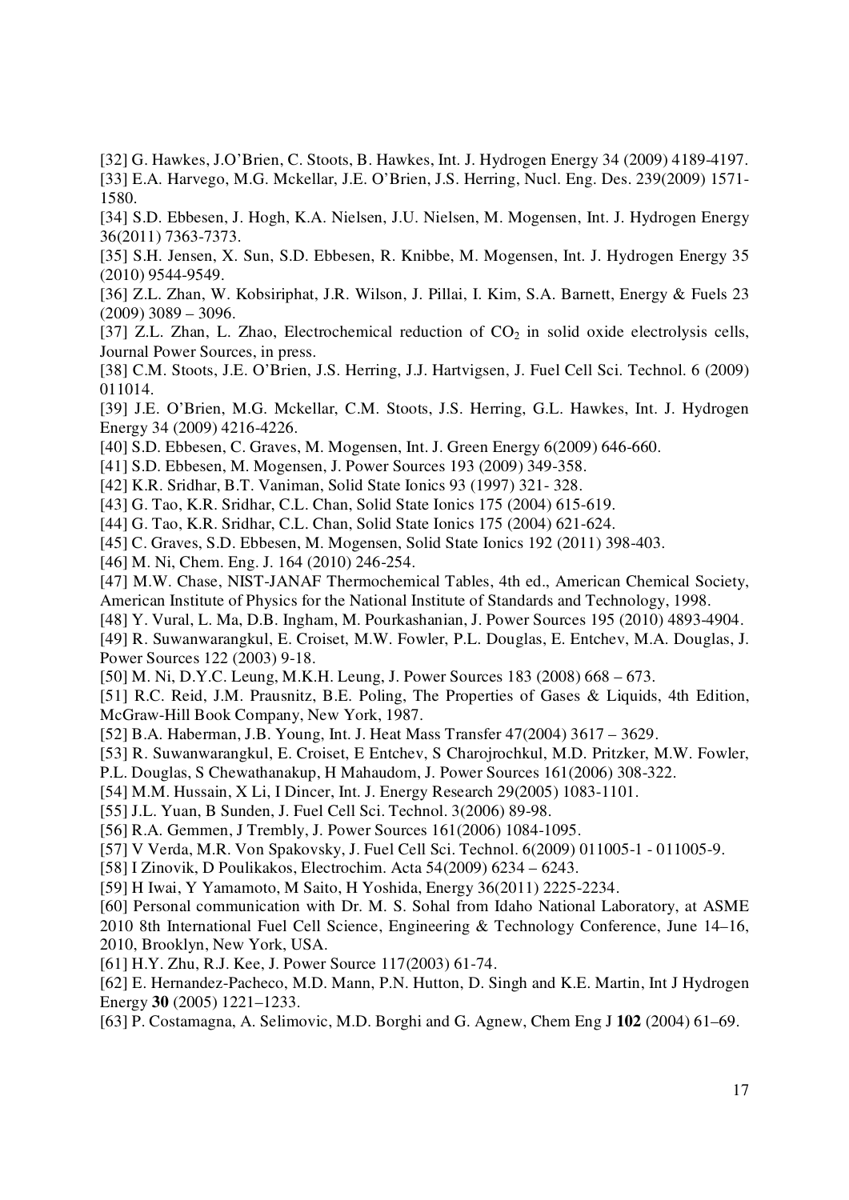[32] G. Hawkes, J.O'Brien, C. Stoots, B. Hawkes, Int. J. Hydrogen Energy 34 (2009) 4189-4197.

[33] E.A. Harvego, M.G. Mckellar, J.E. O'Brien, J.S. Herring, Nucl. Eng. Des. 239(2009) 1571-1580.

[34] S.D. Ebbesen, J. Hogh, K.A. Nielsen, J.U. Nielsen, M. Mogensen, Int. J. Hydrogen Energy 36(2011) 7363-7373.

[35] S.H. Jensen, X. Sun, S.D. Ebbesen, R. Knibbe, M. Mogensen, Int. J. Hydrogen Energy 35 (2010) 9544-9549.

[36] Z.L. Zhan, W. Kobsiriphat, J.R. Wilson, J. Pillai, I. Kim, S.A. Barnett, Energy & Fuels 23 (2009) 3089 – 3096.

[37] Z.L. Zhan, L. Zhao, Electrochemical reduction of $CO_2$ in solid oxide electrolysis cells, Journal Power Sources, in press.

[38] C.M. Stoots, J.E. O'Brien, J.S. Herring, J.J. Hartvigsen, J. Fuel Cell Sci. Technol. 6 (2009) 011014.

[39] J.E. O'Brien, M.G. Mckellar, C.M. Stoots, J.S. Herring, G.L. Hawkes, Int. J. Hydrogen Energy 34 (2009) 4216-4226.

[40] S.D. Ebbesen, C. Graves, M. Mogensen, Int. J. Green Energy 6(2009) 646-660.

[41] S.D. Ebbesen, M. Mogensen, J. Power Sources 193 (2009) 349-358.

[42] K.R. Sridhar, B.T. Vaniman, Solid State Ionics 93 (1997) 321- 328.

[43] G. Tao, K.R. Sridhar, C.L. Chan, Solid State Ionics 175 (2004) 615-619.

[44] G. Tao, K.R. Sridhar, C.L. Chan, Solid State Ionics 175 (2004) 621-624.

[45] C. Graves, S.D. Ebbesen, M. Mogensen, Solid State Ionics 192 (2011) 398-403.

[46] M. Ni, Chem. Eng. J. 164 (2010) 246-254.

[47] M.W. Chase, NIST-JANAF Thermochemical Tables, 4th ed., American Chemical Society, American Institute of Physics for the National Institute of Standards and Technology, 1998.

[48] Y. Vural, L. Ma, D.B. Ingham, M. Pourkashanian, J. Power Sources 195 (2010) 4893-4904.

[49] R. Suwanwarangkul, E. Croiset, M.W. Fowler, P.L. Douglas, E. Entchev, M.A. Douglas, J. Power Sources 122 (2003) 9-18.

[50] M. Ni, D.Y.C. Leung, M.K.H. Leung, J. Power Sources 183 (2008) 668 – 673.

[51] R.C. Reid, J.M. Prausnitz, B.E. Poling, The Properties of Gases & Liquids, 4th Edition, McGraw-Hill Book Company, New York, 1987.

[52] B.A. Haberman, J.B. Young, Int. J. Heat Mass Transfer 47(2004) 3617 – 3629.

[53] R. Suwanwarangkul, E. Croiset, E Entchev, S Charojrochkul, M.D. Pritzker, M.W. Fowler, P.L. Douglas, S Chewathanakup, H Mahaudom, J. Power Sources 161(2006) 308-322.

[54] M.M. Hussain, X Li, I Dincer, Int. J. Energy Research 29(2005) 1083-1101.

[55] J.L. Yuan, B Sunden, J. Fuel Cell Sci. Technol. 3(2006) 89-98.

[56] R.A. Gemmen, J Trembly, J. Power Sources 161(2006) 1084-1095.

[57] V Verda, M.R. Von Spakovsky, J. Fuel Cell Sci. Technol. 6(2009) 011005-1 - 011005-9.

[58] I Zinovik, D Poulikakos, Electrochim. Acta 54(2009) 6234 – 6243.

[59] H Iwai, Y Yamamoto, M Saito, H Yoshida, Energy 36(2011) 2225-2234.

[60] Personal communication with Dr. M. S. Sohal from Idaho National Laboratory, at ASME 2010 8th International Fuel Cell Science, Engineering & Technology Conference, June 14–16, 2010, Brooklyn, New York, USA.

[61] H.Y. Zhu, R.J. Kee, J. Power Source 117(2003) 61-74.

[62] E. Hernandez-Pacheco, M.D. Mann, P.N. Hutton, D. Singh and K.E. Martin, Int J Hydrogen Energy **30** (2005) 1221–1233.

[63] P. Costamagna, A. Selimovic, M.D. Borghi and G. Agnew, Chem Eng J **102** (2004) 61–69.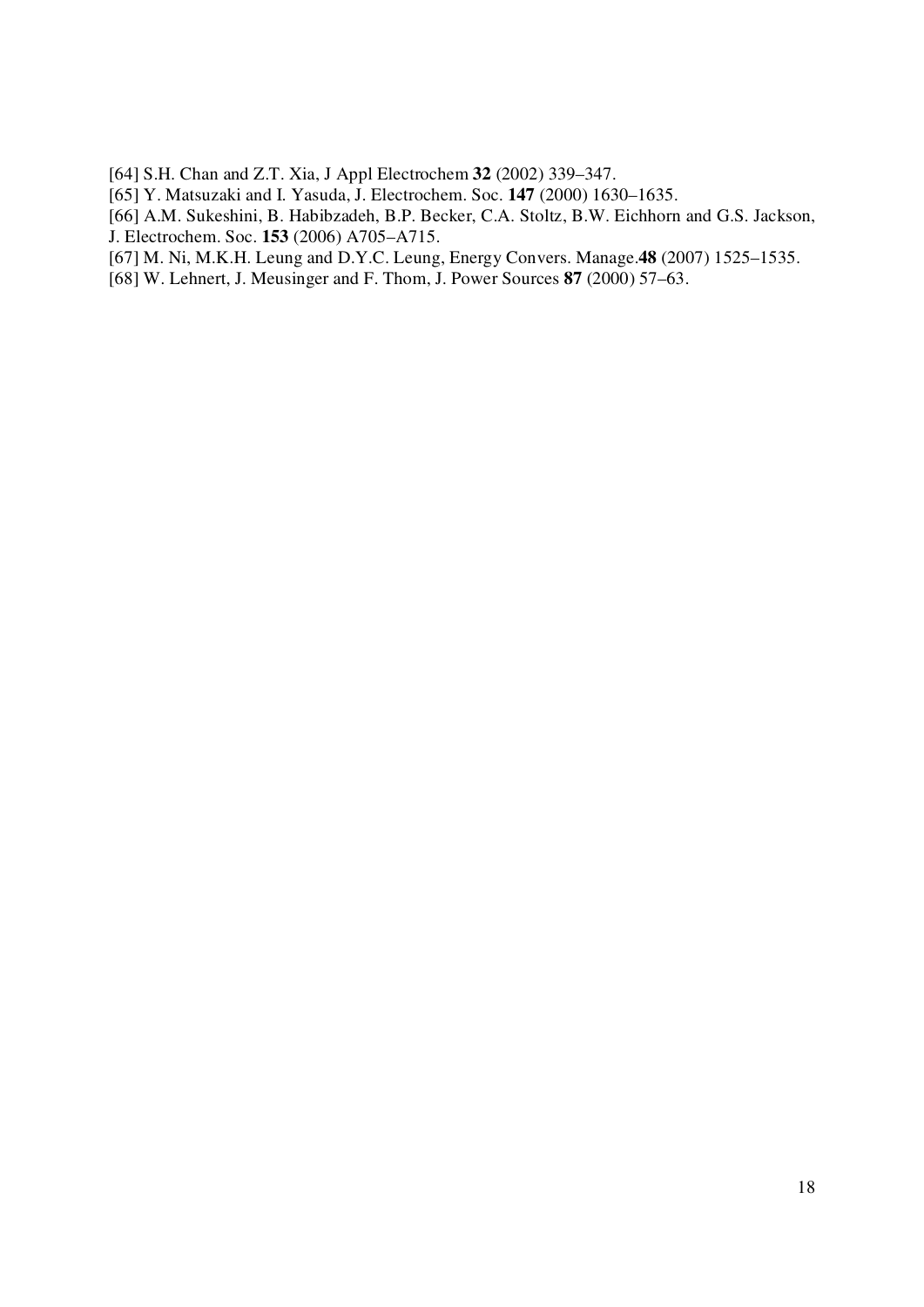[64] S.H. Chan and Z.T. Xia, J Appl Electrochem **32** (2002) 339–347.  
[65] Y. Matsuzaki and I. Yasuda, J. Electrochem. Soc. **147** (2000) 1630–1635.  
[66] A.M. Sukeshini, B. Habibzadeh, B.P. Becker, C.A. Stoltz, B.W. Eichhorn and G.S. Jackson, J. Electrochem. Soc. **153** (2006) A705–A715.  
[67] M. Ni, M.K.H. Leung and D.Y.C. Leung, Energy Convers. Manage.**48** (2007) 1525–1535.  
[68] W. Lehnert, J. Meusinger and F. Thom, J. Power Sources **87** (2000) 57–63.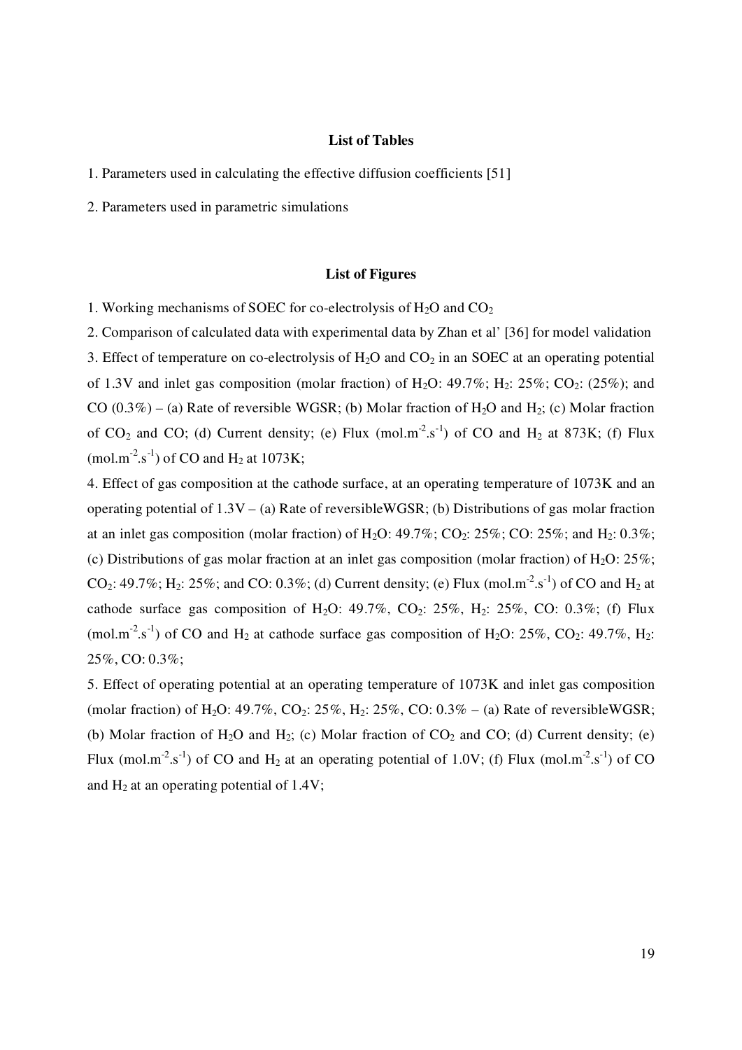## List of Tables

1. Parameters used in calculating the effective diffusion coefficients [51]

2. Parameters used in parametric simulations

## List of Figures

1. Working mechanisms of SOEC for co-electrolysis of $H_2O$ and $CO_2$

2. Comparison of calculated data with experimental data by Zhan et al' [36] for model validation

3. Effect of temperature on co-electrolysis of $H_2O$ and $CO_2$ in an SOEC at an operating potential of 1.3V and inlet gas composition (molar fraction) of $H_2O$: 49.7%; $H_2$: 25%; $CO_2$: (25%); and CO (0.3%) – (a) Rate of reversible WGSR; (b) Molar fraction of $H_2O$ and $H_2$; (c) Molar fraction of $CO_2$ and CO; (d) Current density; (e) Flux ($mol.m^{-2}.s^{-1}$) of CO and $H_2$ at 873K; (f) Flux ($mol.m^{-2}.s^{-1}$) of CO and $H_2$ at 1073K;

4. Effect of gas composition at the cathode surface, at an operating temperature of 1073K and an operating potential of 1.3V – (a) Rate of reversibleWGSR; (b) Distributions of gas molar fraction at an inlet gas composition (molar fraction) of $H_2O$: 49.7%; $CO_2$: 25%; CO: 25%; and $H_2$: 0.3%; (c) Distributions of gas molar fraction at an inlet gas composition (molar fraction) of $H_2O$: 25%; $CO_2$: 49.7%; $H_2$: 25%; and CO: 0.3%; (d) Current density; (e) Flux ($mol.m^{-2}.s^{-1}$) of CO and $H_2$ at cathode surface gas composition of $H_2O$: 49.7%, $CO_2$: 25%, $H_2$: 25%, CO: 0.3%; (f) Flux ($mol.m^{-2}.s^{-1}$) of CO and $H_2$ at cathode surface gas composition of $H_2O$: 25%, $CO_2$: 49.7%, $H_2$: 25%, CO: 0.3%;

5. Effect of operating potential at an operating temperature of 1073K and inlet gas composition (molar fraction) of $H_2O$: 49.7%, $CO_2$: 25%, $H_2$: 25%, CO: 0.3% – (a) Rate of reversibleWGSR; (b) Molar fraction of $H_2O$ and $H_2$; (c) Molar fraction of $CO_2$ and CO; (d) Current density; (e) Flux ($mol.m^{-2}.s^{-1}$) of CO and $H_2$ at an operating potential of 1.0V; (f) Flux ($mol.m^{-2}.s^{-1}$) of CO and $H_2$ at an operating potential of 1.4V;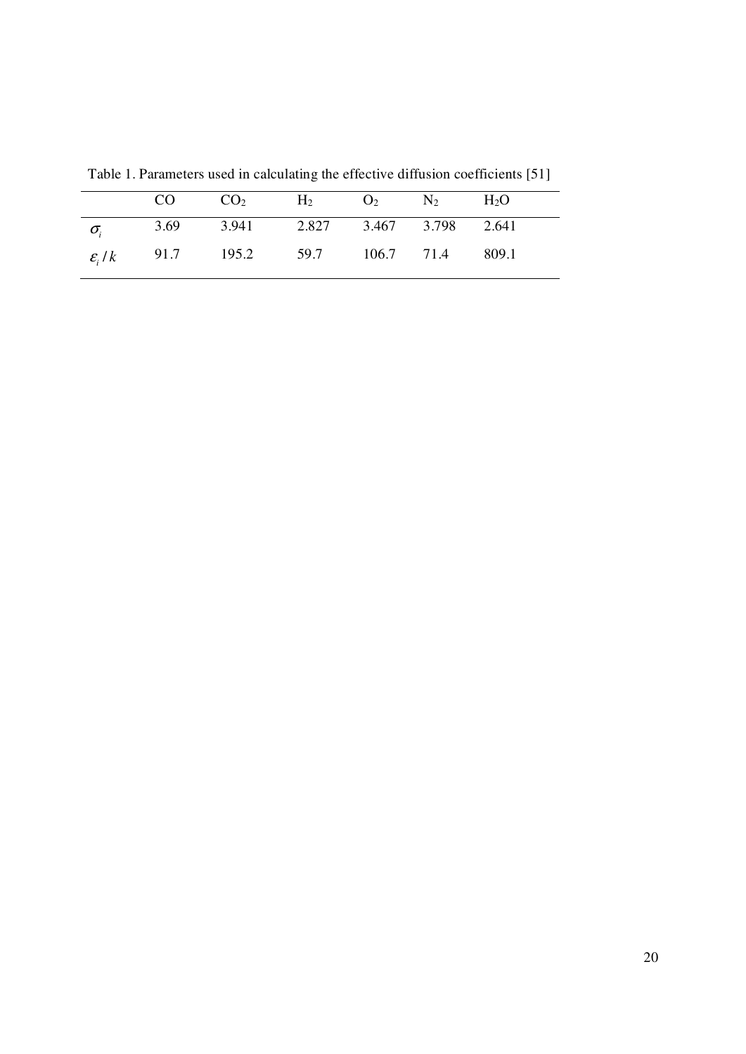Table 1. Parameters used in calculating the effective diffusion coefficients [51]

| | $CO$ | $CO_2$ | $H_2$ | $O_2$ | $N_2$ | $H_2O$ |
|---|---|---|---|---|---|---|
| $\sigma_i$ | 3.69 | 3.941 | 2.827 | 3.467 | 3.798 | 2.641 |
| $\varepsilon_i / k$ | 91.7 | 195.2 | 59.7 | 106.7 | 71.4 | 809.1 |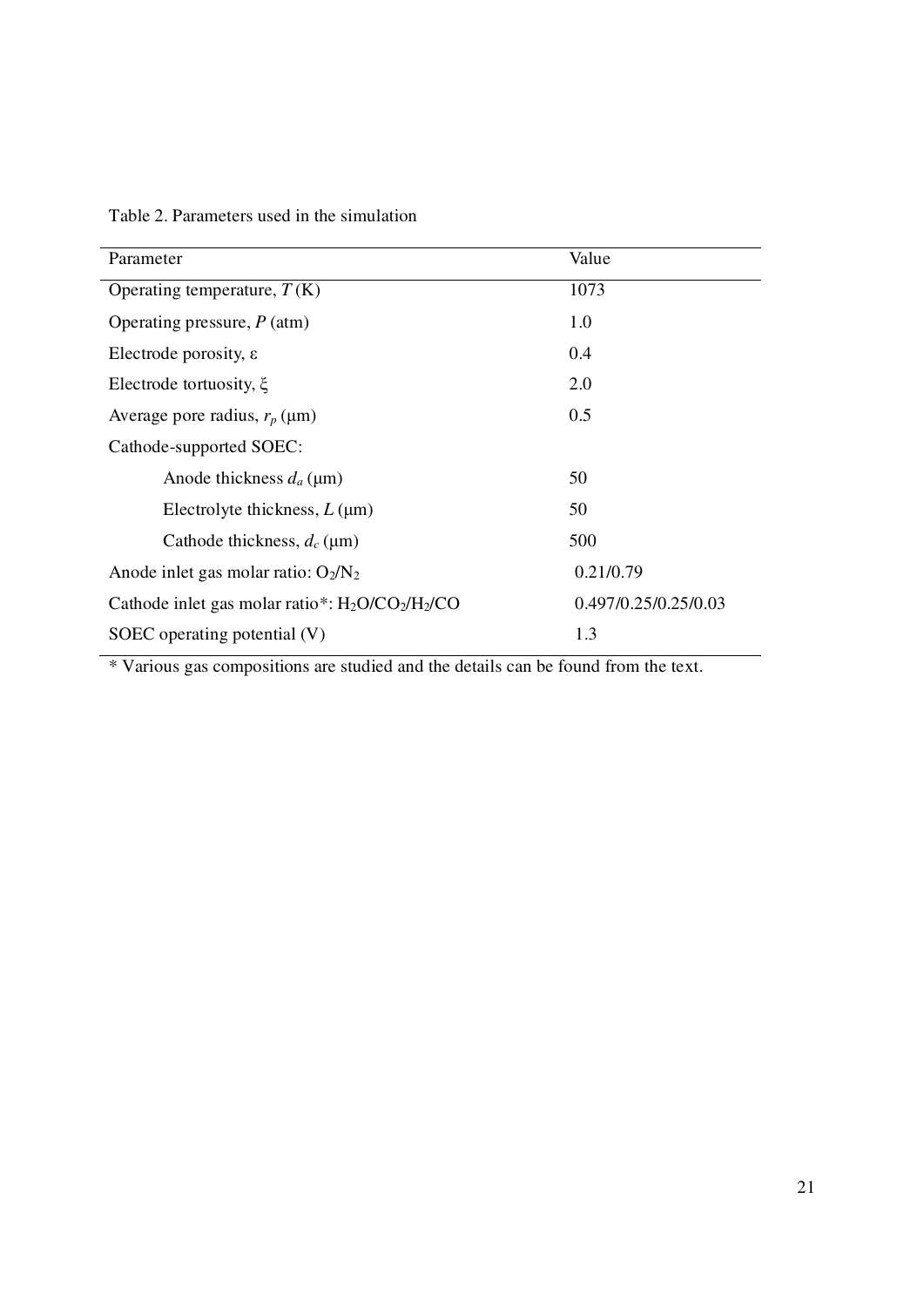Table 2. Parameters used in the simulation

| Parameter | Value |
| --- | --- |
| Operating temperature, $T$ (K) | 1073 |
| Operating pressure, $P$ (atm) | 1.0 |
| Electrode porosity, $\varepsilon$ | 0.4 |
| Electrode tortuosity, $\xi$ | 2.0 |
| Average pore radius, $r_p$ (μm) | 0.5 |
| Cathode-supported SOEC: | |
| Anode thickness $d_a$ (μm) | 50 |
| Electrolyte thickness, $L$ (μm) | 50 |
| Cathode thickness, $d_c$ (μm) | 500 |
| Anode inlet gas molar ratio: $O_2/N_2$ | 0.21/0.79 |
| Cathode inlet gas molar ratio*: $H_2O/CO_2/H_2/CO$ | 0.497/0.25/0.25/0.03 |
| SOEC operating potential (V) | 1.3 |

* Various gas compositions are studied and the details can be found from the text.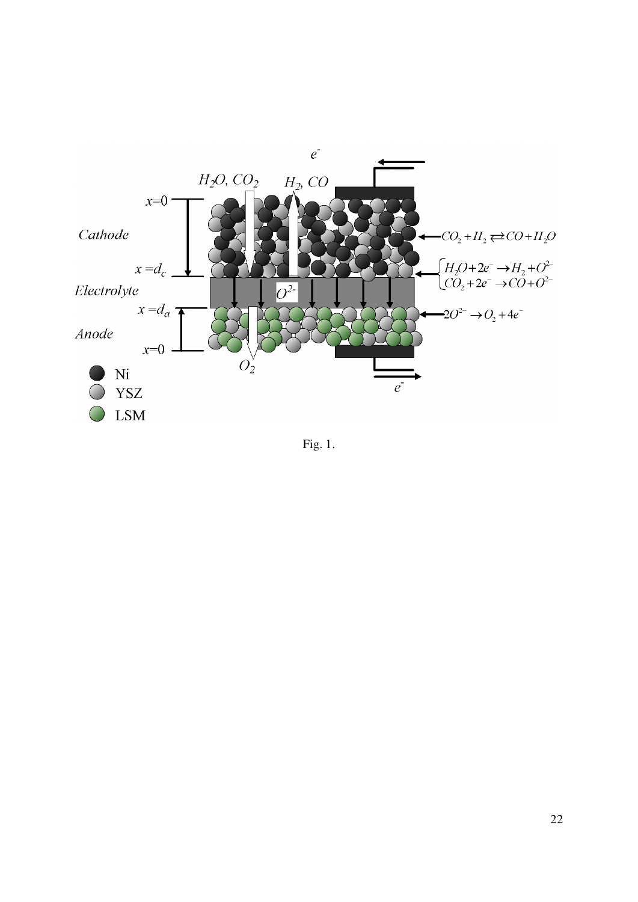Fig. 1.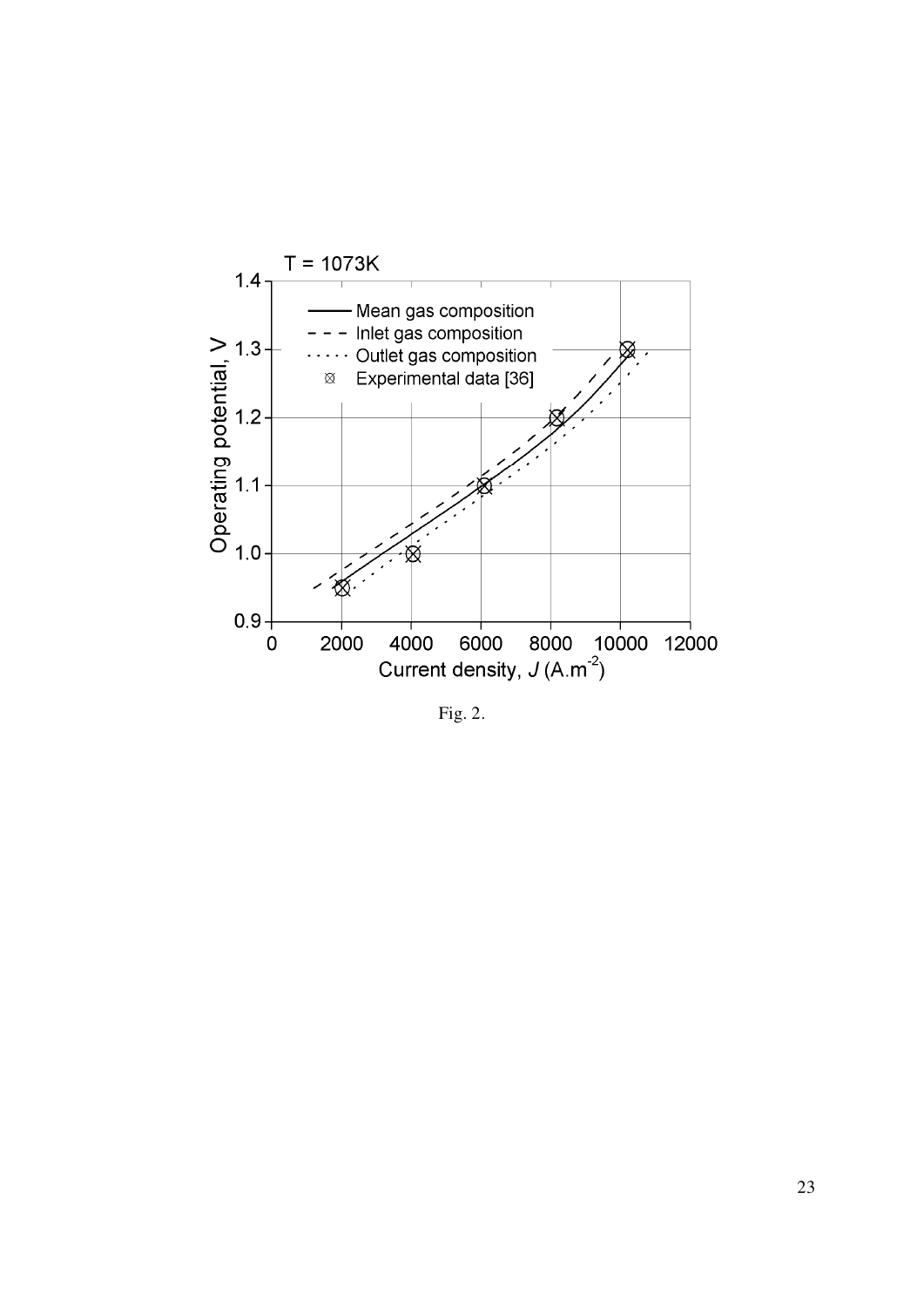Fig. 2.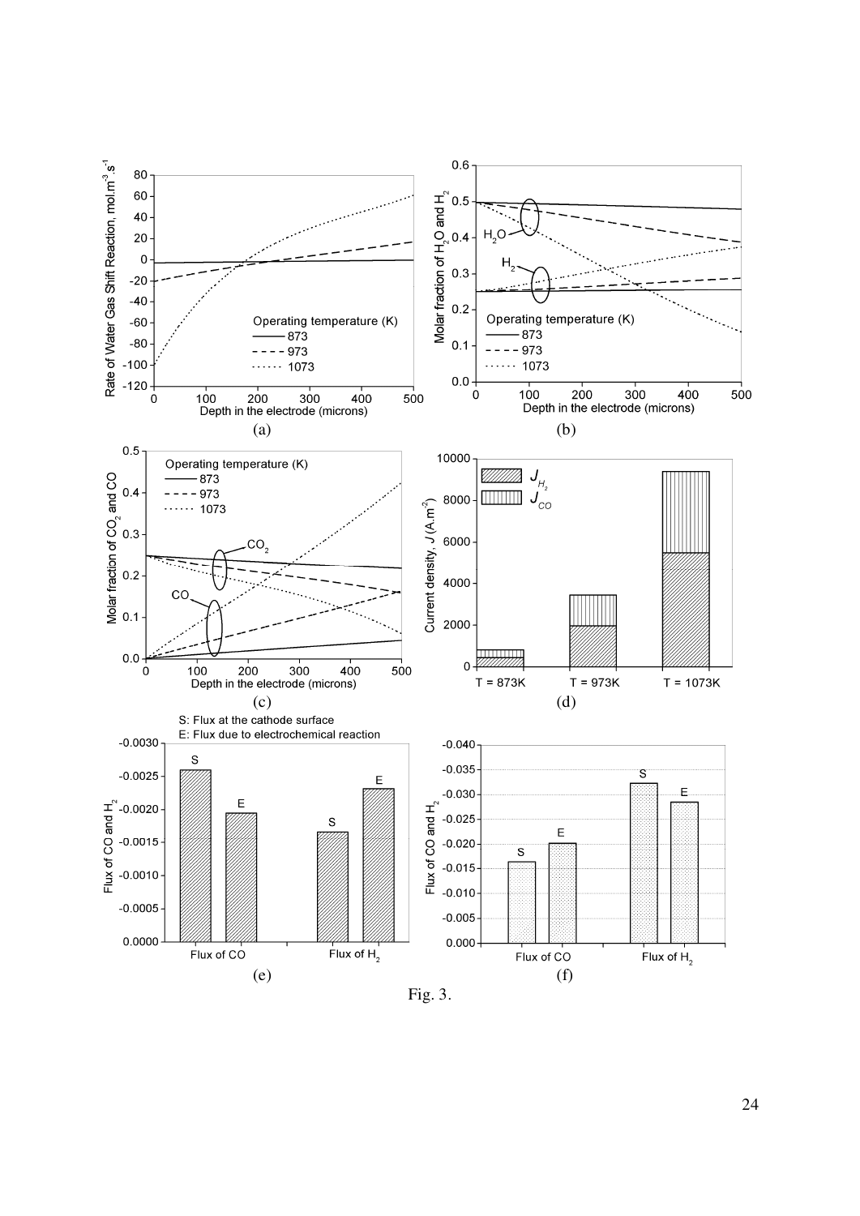Fig. 3.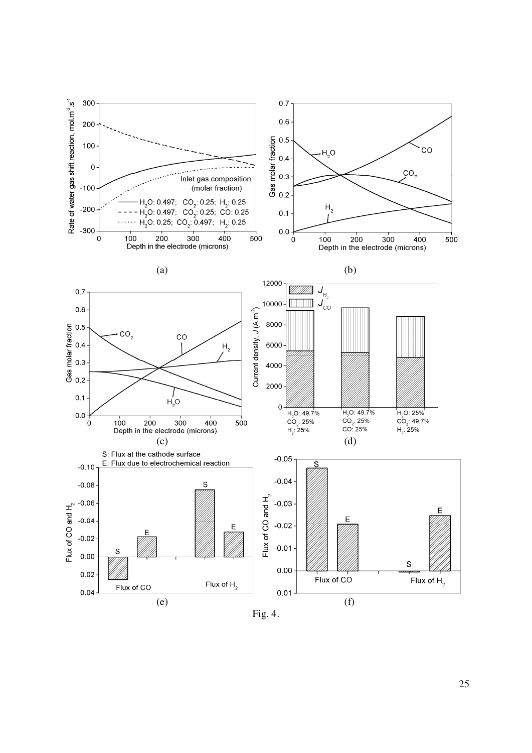Fig. 4.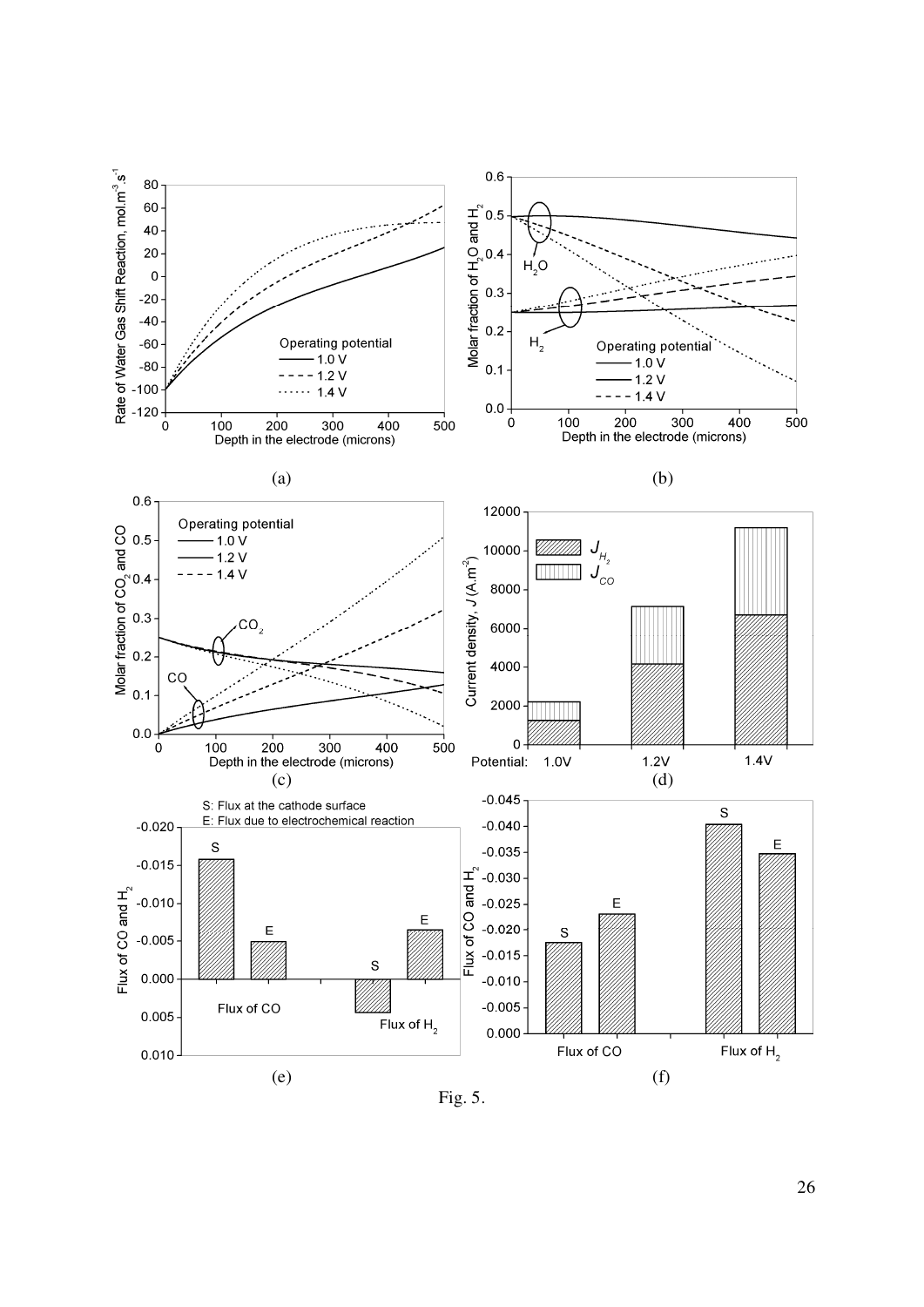Rate of Water Gas Shift Reaction, mol.m$^{-3}$.s$^{-1}$

80
60
40
20
0
-20
-40
-60
-80
-100
-120

0 100 200 300 400 500

Depth in the electrode (microns)

Operating potential
1.0 V
1.2 V
1.4 V

(a)

Molar fraction of $H_2O$ and $H_2$

0.6
0.5
0.4
0.3
0.2
0.1
0.0

0 100 200 300 400 500

Depth in the electrode (microns)

$H_2O$

$H_2$

Operating potential
1.0 V
1.2 V
1.4 V

(b)

Molar fraction of $CO_2$ and CO

0.6
0.5
0.4
0.3
0.2
0.1
0.0

0 100 200 300 400 500

Depth in the electrode (microns)

Operating potential
1.0 V
1.2 V
1.4 V

$CO_2$

CO

(c)

Current density, $J$ (A.m$^{-2}$)

12000
10000
8000
6000
4000
2000
0

$J_{H_2}$
$J_{CO}$

Potential: 1.0V 1.2V 1.4V

(d)

S: Flux at the cathode surface
E: Flux due to electrochemical reaction

Flux of CO and $H_2$

-0.020
-0.015
-0.010
-0.005
0.000
0.005
0.010

S E S E

Flux of CO

Flux of $H_2$

(e)

Flux of CO and $H_2$

-0.045
-0.040
-0.035
-0.030
-0.025
-0.020
-0.015
-0.010
-0.005
0.000

S E S E

Flux of CO

Flux of $H_2$

(f)

Fig. 5.